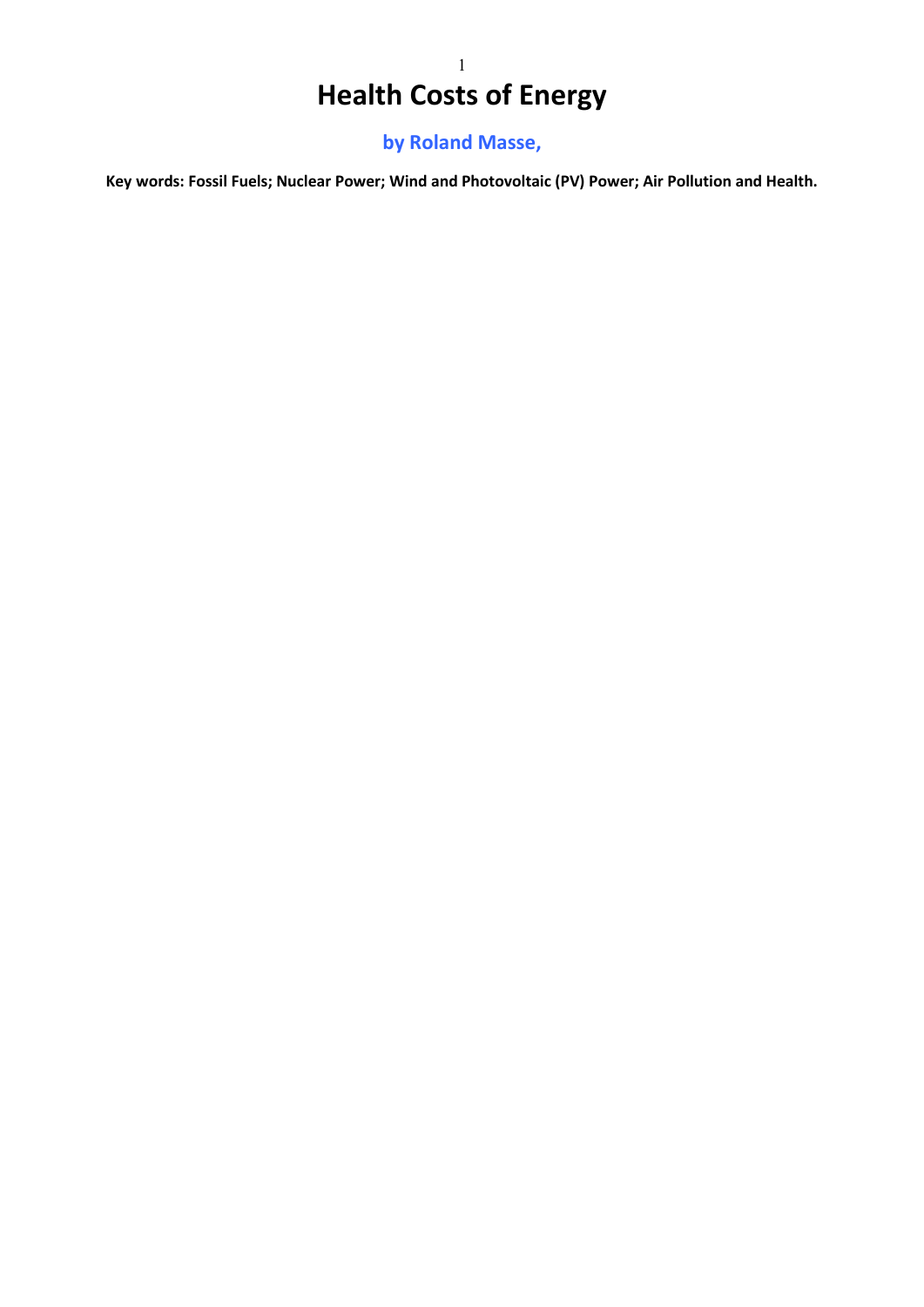# Health Costs of Energy

**by Roland Masse,**

**Key words: Fossil Fuels; Nuclear Power; Wind and Photovoltaic (PV) Power; Air Pollution and Health.**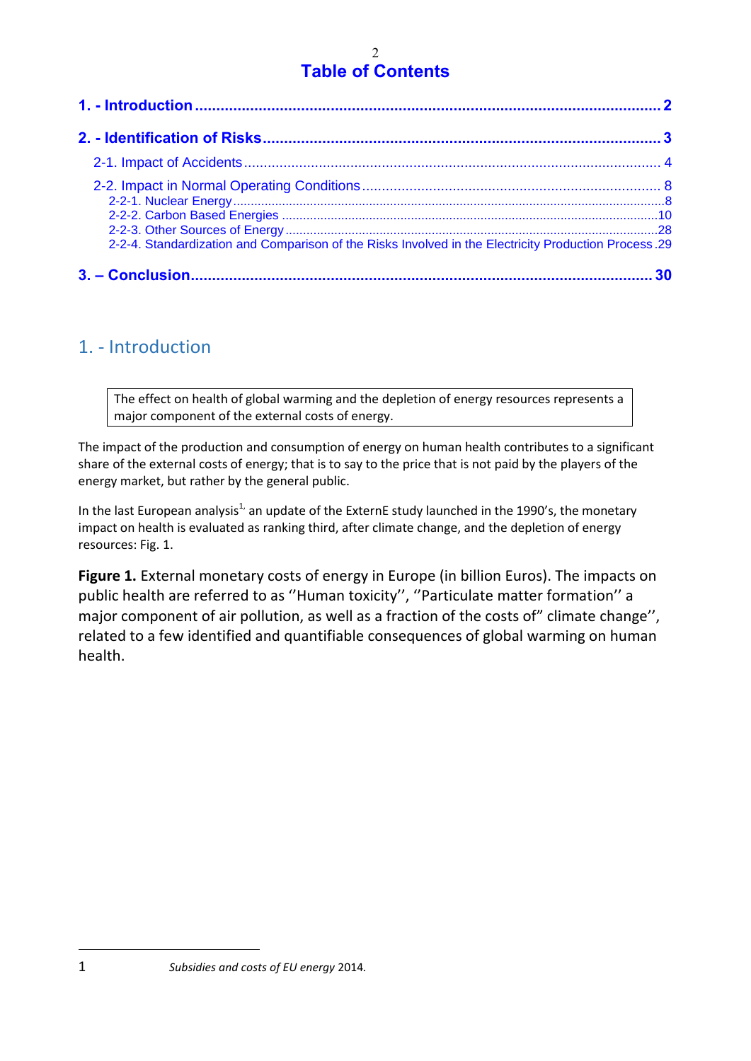# Table of Contents

1. - Introduction ..... 2

2. - Identification of Risks ..... 3

 2-1. Impact of Accidents ..... 4

 2-2. Impact in Normal Operating Conditions ..... 8

  2-2-1. Nuclear Energy ..... 8

  2-2-2. Carbon Based Energies ..... 10

  2-2-3. Other Sources of Energy ..... 28

  2-2-4. Standardization and Comparison of the Risks Involved in the Electricity Production Process ..... 29

3. – Conclusion ..... 30

## 1. - Introduction

> The effect on health of global warming and the depletion of energy resources represents a major component of the external costs of energy.

The impact of the production and consumption of energy on human health contributes to a significant share of the external costs of energy; that is to say to the price that is not paid by the players of the energy market, but rather by the general public.

In the last European analysis[1,] an update of the ExternE study launched in the 1990's, the monetary impact on health is evaluated as ranking third, after climate change, and the depletion of energy resources: Fig. 1.

**Figure 1.** External monetary costs of energy in Europe (in billion Euros). The impacts on public health are referred to as ''Human toxicity'', ''Particulate matter formation'' a major component of air pollution, as well as a fraction of the costs of" climate change'', related to a few identified and quantifiable consequences of global warming on human health.

---

1 *Subsidies and costs of EU energy* 2014.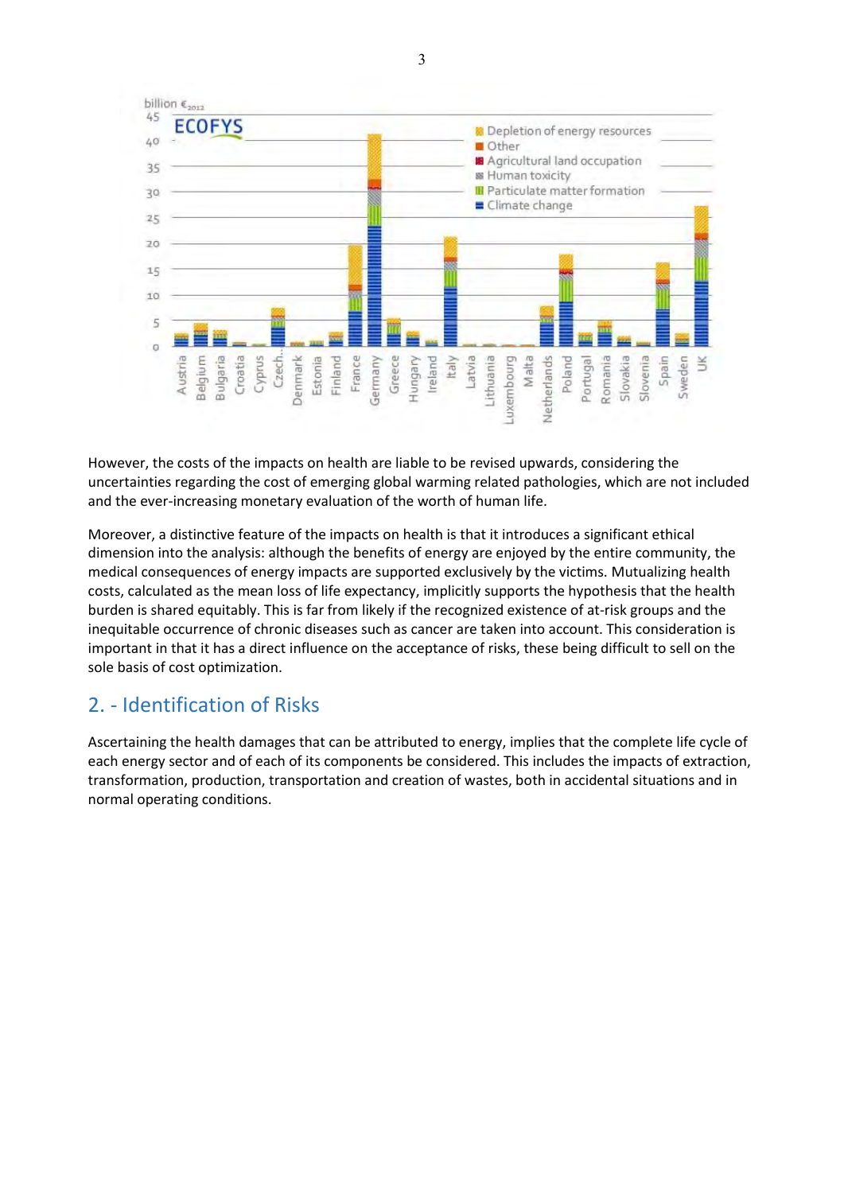However, the costs of the impacts on health are liable to be revised upwards, considering the uncertainties regarding the cost of emerging global warming related pathologies, which are not included and the ever-increasing monetary evaluation of the worth of human life.

Moreover, a distinctive feature of the impacts on health is that it introduces a significant ethical dimension into the analysis: although the benefits of energy are enjoyed by the entire community, the medical consequences of energy impacts are supported exclusively by the victims. Mutualizing health costs, calculated as the mean loss of life expectancy, implicitly supports the hypothesis that the health burden is shared equitably. This is far from likely if the recognized existence of at-risk groups and the inequitable occurrence of chronic diseases such as cancer are taken into account. This consideration is important in that it has a direct influence on the acceptance of risks, these being difficult to sell on the sole basis of cost optimization.

## 2. - Identification of Risks

Ascertaining the health damages that can be attributed to energy, implies that the complete life cycle of each energy sector and of each of its components be considered. This includes the impacts of extraction, transformation, production, transportation and creation of wastes, both in accidental situations and in normal operating conditions.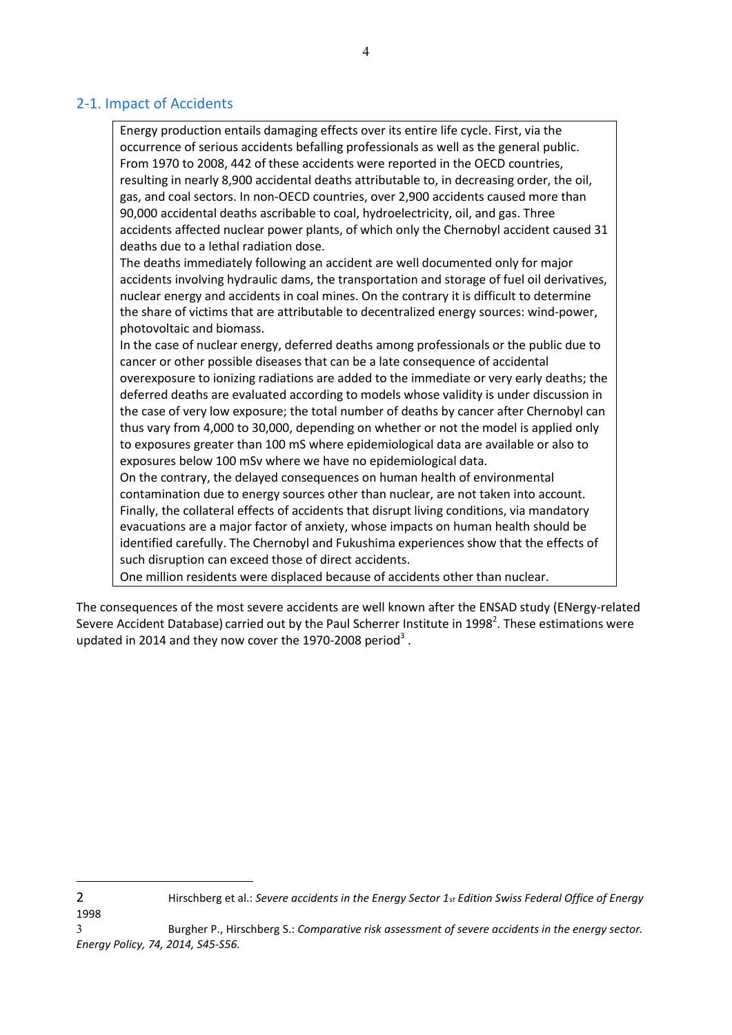## 2-1. Impact of Accidents

Energy production entails damaging effects over its entire life cycle. First, via the occurrence of serious accidents befalling professionals as well as the general public. From 1970 to 2008, 442 of these accidents were reported in the OECD countries, resulting in nearly 8,900 accidental deaths attributable to, in decreasing order, the oil, gas, and coal sectors. In non-OECD countries, over 2,900 accidents caused more than 90,000 accidental deaths ascribable to coal, hydroelectricity, oil, and gas. Three accidents affected nuclear power plants, of which only the Chernobyl accident caused 31 deaths due to a lethal radiation dose.

The deaths immediately following an accident are well documented only for major accidents involving hydraulic dams, the transportation and storage of fuel oil derivatives, nuclear energy and accidents in coal mines. On the contrary it is difficult to determine the share of victims that are attributable to decentralized energy sources: wind-power, photovoltaic and biomass.

In the case of nuclear energy, deferred deaths among professionals or the public due to cancer or other possible diseases that can be a late consequence of accidental overexposure to ionizing radiations are added to the immediate or very early deaths; the deferred deaths are evaluated according to models whose validity is under discussion in the case of very low exposure; the total number of deaths by cancer after Chernobyl can thus vary from 4,000 to 30,000, depending on whether or not the model is applied only to exposures greater than 100 mS where epidemiological data are available or also to exposures below 100 mSv where we have no epidemiological data.

On the contrary, the delayed consequences on human health of environmental contamination due to energy sources other than nuclear, are not taken into account.

Finally, the collateral effects of accidents that disrupt living conditions, via mandatory evacuations are a major factor of anxiety, whose impacts on human health should be identified carefully. The Chernobyl and Fukushima experiences show that the effects of such disruption can exceed those of direct accidents.

One million residents were displaced because of accidents other than nuclear.

The consequences of the most severe accidents are well known after the ENSAD study (ENergy-related Severe Accident Database) carried out by the Paul Scherrer Institute in 1998[2]. These estimations were updated in 2014 and they now cover the 1970-2008 period[3] .

---

2 Hirschberg et al.: *Severe accidents in the Energy Sector 1st Edition Swiss Federal Office of Energy* 1998

3 Burgher P., Hirschberg S.: *Comparative risk assessment of severe accidents in the energy sector. Energy Policy, 74, 2014, S45-S56.*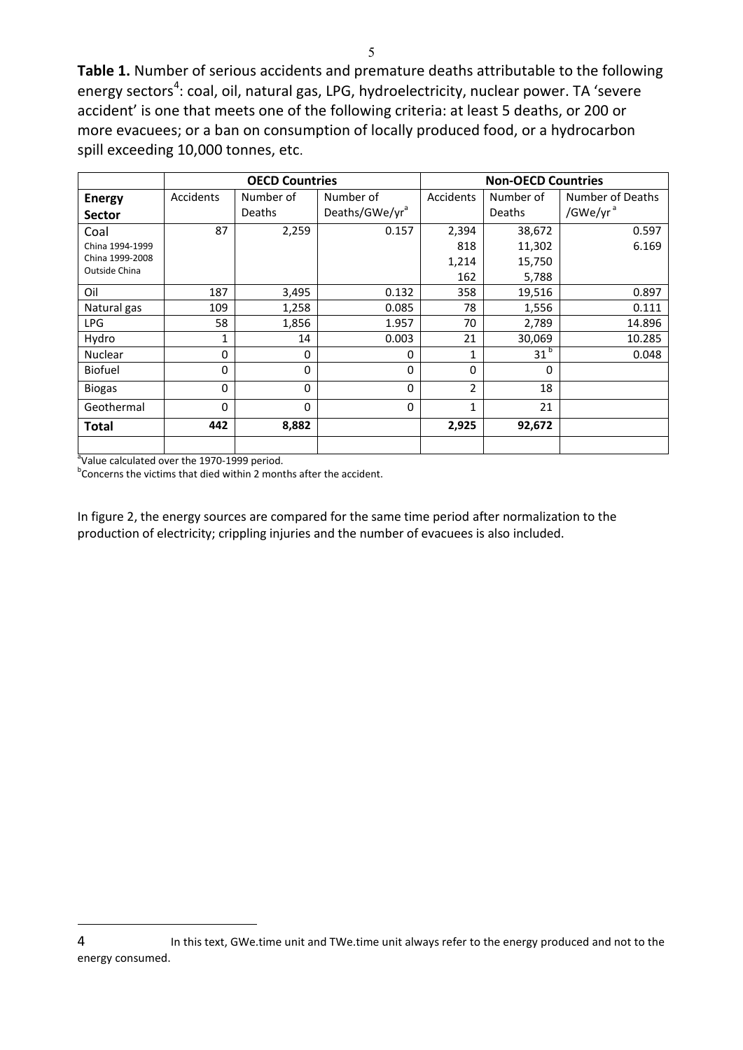**Table 1.** Number of serious accidents and premature deaths attributable to the following energy sectors[4]: coal, oil, natural gas, LPG, hydroelectricity, nuclear power. TA 'severe accident' is one that meets one of the following criteria: at least 5 deaths, or 200 or more evacuees; or a ban on consumption of locally produced food, or a hydrocarbon spill exceeding 10,000 tonnes, etc.

| | OECD Countries | | | Non-OECD Countries | | |
|---|---|---|---|---|---|---|
| **Energy Sector** | Accidents | Number of Deaths | Number of Deaths/GWe/yr[a] | Accidents | Number of Deaths | Number of Deaths /GWe/yr[a] |
| Coal | 87 | 2,259 | 0.157 | 2,394 | 38,672 | 0.597 |
| China 1994-1999 | | | | 818 | 11,302 | 6.169 |
| China 1999-2008 | | | | 1,214 | 15,750 | |
| Outside China | | | | 162 | 5,788 | |
| Oil | 187 | 3,495 | 0.132 | 358 | 19,516 | 0.897 |
| Natural gas | 109 | 1,258 | 0.085 | 78 | 1,556 | 0.111 |
| LPG | 58 | 1,856 | 1.957 | 70 | 2,789 | 14.896 |
| Hydro | 1 | 14 | 0.003 | 21 | 30,069 | 10.285 |
| Nuclear | 0 | 0 | 0 | 1 | 31[b] | 0.048 |
| Biofuel | 0 | 0 | 0 | 0 | 0 | |
| Biogas | 0 | 0 | 0 | 2 | 18 | |
| Geothermal | 0 | 0 | 0 | 1 | 21 | |
| **Total** | **442** | **8,882** | | **2,925** | **92,672** | |

[a]Value calculated over the 1970-1999 period.

[b]Concerns the victims that died within 2 months after the accident.

In figure 2, the energy sources are compared for the same time period after normalization to the production of electricity; crippling injuries and the number of evacuees is also included.

4 In this text, GWe.time unit and TWe.time unit always refer to the energy produced and not to the energy consumed.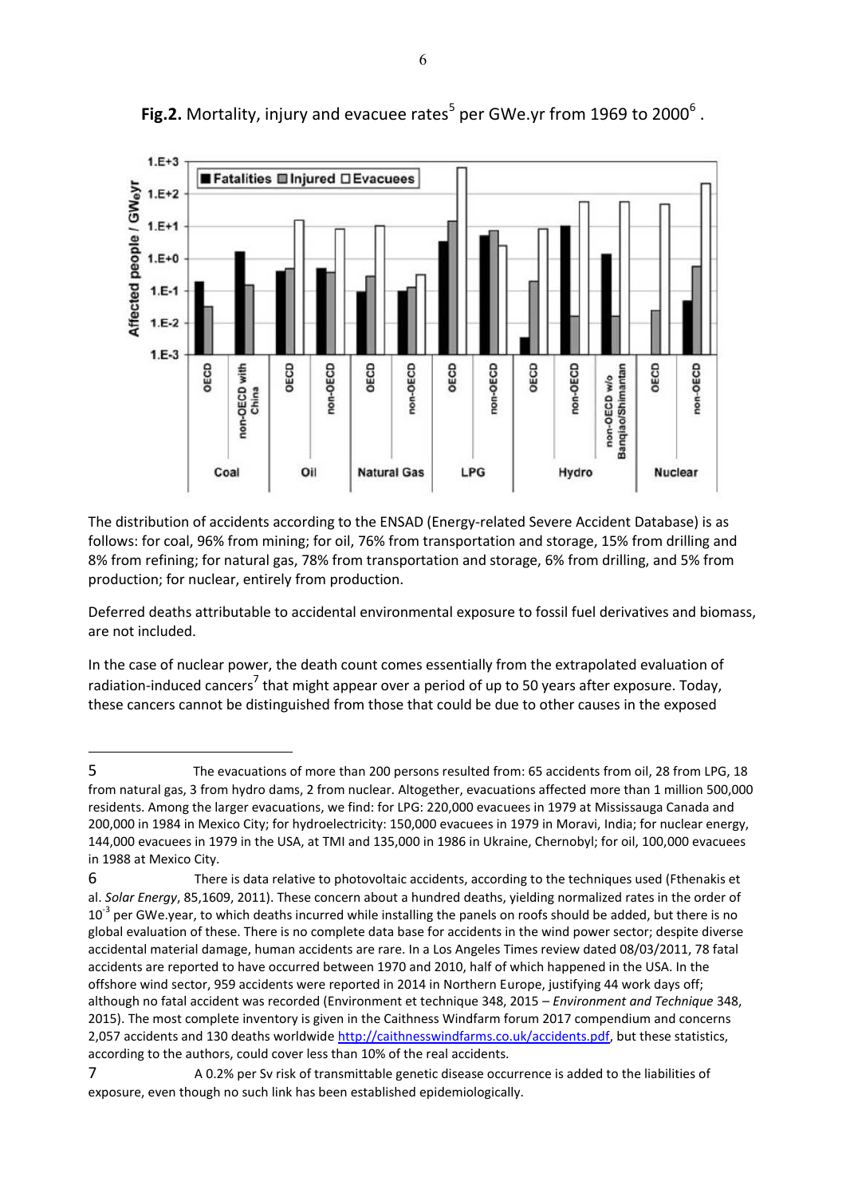**Fig.2.** Mortality, injury and evacuee rates[5] per GWe.yr from 1969 to 2000[6] .

The distribution of accidents according to the ENSAD (Energy-related Severe Accident Database) is as follows: for coal, 96% from mining; for oil, 76% from transportation and storage, 15% from drilling and 8% from refining; for natural gas, 78% from transportation and storage, 6% from drilling, and 5% from production; for nuclear, entirely from production.

Deferred deaths attributable to accidental environmental exposure to fossil fuel derivatives and biomass, are not included.

In the case of nuclear power, the death count comes essentially from the extrapolated evaluation of radiation-induced cancers[7] that might appear over a period of up to 50 years after exposure. Today, these cancers cannot be distinguished from those that could be due to other causes in the exposed

---

5 The evacuations of more than 200 persons resulted from: 65 accidents from oil, 28 from LPG, 18 from natural gas, 3 from hydro dams, 2 from nuclear. Altogether, evacuations affected more than 1 million 500,000 residents. Among the larger evacuations, we find: for LPG: 220,000 evacuees in 1979 at Mississauga Canada and 200,000 in 1984 in Mexico City; for hydroelectricity: 150,000 evacuees in 1979 in Moravi, India; for nuclear energy, 144,000 evacuees in 1979 in the USA, at TMI and 135,000 in 1986 in Ukraine, Chernobyl; for oil, 100,000 evacuees in 1988 at Mexico City.

6 There is data relative to photovoltaic accidents, according to the techniques used (Fthenakis et al. *Solar Energy*, 85,1609, 2011). These concern about a hundred deaths, yielding normalized rates in the order of $10^{-3}$ per GWe.year, to which deaths incurred while installing the panels on roofs should be added, but there is no global evaluation of these. There is no complete data base for accidents in the wind power sector; despite diverse accidental material damage, human accidents are rare. In a Los Angeles Times review dated 08/03/2011, 78 fatal accidents are reported to have occurred between 1970 and 2010, half of which happened in the USA. In the offshore wind sector, 959 accidents were reported in 2014 in Northern Europe, justifying 44 work days off; although no fatal accident was recorded (Environment et technique 348, 2015 – *Environment and Technique* 348, 2015). The most complete inventory is given in the Caithness Windfarm forum 2017 compendium and concerns 2,057 accidents and 130 deaths worldwide http://caithnesswindfarms.co.uk/accidents.pdf, but these statistics, according to the authors, could cover less than 10% of the real accidents.

7 A 0.2% per Sv risk of transmittable genetic disease occurrence is added to the liabilities of exposure, even though no such link has been established epidemiologically.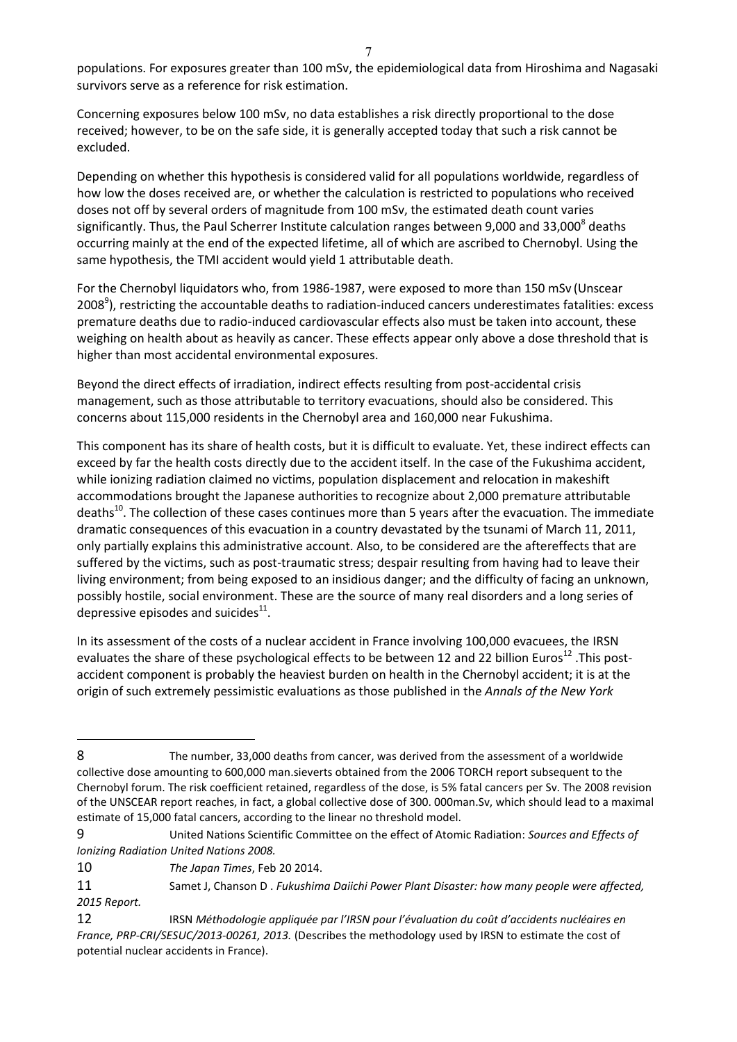populations. For exposures greater than 100 mSv, the epidemiological data from Hiroshima and Nagasaki survivors serve as a reference for risk estimation.

Concerning exposures below 100 mSv, no data establishes a risk directly proportional to the dose received; however, to be on the safe side, it is generally accepted today that such a risk cannot be excluded.

Depending on whether this hypothesis is considered valid for all populations worldwide, regardless of how low the doses received are, or whether the calculation is restricted to populations who received doses not off by several orders of magnitude from 100 mSv, the estimated death count varies significantly. Thus, the Paul Scherrer Institute calculation ranges between 9,000 and 33,000[8] deaths occurring mainly at the end of the expected lifetime, all of which are ascribed to Chernobyl. Using the same hypothesis, the TMI accident would yield 1 attributable death.

For the Chernobyl liquidators who, from 1986-1987, were exposed to more than 150 mSv (Unscear 2008[9]), restricting the accountable deaths to radiation-induced cancers underestimates fatalities: excess premature deaths due to radio-induced cardiovascular effects also must be taken into account, these weighing on health about as heavily as cancer. These effects appear only above a dose threshold that is higher than most accidental environmental exposures.

Beyond the direct effects of irradiation, indirect effects resulting from post-accidental crisis management, such as those attributable to territory evacuations, should also be considered. This concerns about 115,000 residents in the Chernobyl area and 160,000 near Fukushima.

This component has its share of health costs, but it is difficult to evaluate. Yet, these indirect effects can exceed by far the health costs directly due to the accident itself. In the case of the Fukushima accident, while ionizing radiation claimed no victims, population displacement and relocation in makeshift accommodations brought the Japanese authorities to recognize about 2,000 premature attributable deaths[10]. The collection of these cases continues more than 5 years after the evacuation. The immediate dramatic consequences of this evacuation in a country devastated by the tsunami of March 11, 2011, only partially explains this administrative account. Also, to be considered are the aftereffects that are suffered by the victims, such as post-traumatic stress; despair resulting from having had to leave their living environment; from being exposed to an insidious danger; and the difficulty of facing an unknown, possibly hostile, social environment. These are the source of many real disorders and a long series of depressive episodes and suicides[11].

In its assessment of the costs of a nuclear accident in France involving 100,000 evacuees, the IRSN evaluates the share of these psychological effects to be between 12 and 22 billion Euros[12] .This post-accident component is probably the heaviest burden on health in the Chernobyl accident; it is at the origin of such extremely pessimistic evaluations as those published in the *Annals of the New York*

---

8 The number, 33,000 deaths from cancer, was derived from the assessment of a worldwide collective dose amounting to 600,000 man.sieverts obtained from the 2006 TORCH report subsequent to the Chernobyl forum. The risk coefficient retained, regardless of the dose, is 5% fatal cancers per Sv. The 2008 revision of the UNSCEAR report reaches, in fact, a global collective dose of 300. 000man.Sv, which should lead to a maximal estimate of 15,000 fatal cancers, according to the linear no threshold model.

9 United Nations Scientific Committee on the effect of Atomic Radiation: *Sources and Effects of Ionizing Radiation United Nations 2008.*

10 *The Japan Times*, Feb 20 2014.

11 Samet J, Chanson D . *Fukushima Daiichi Power Plant Disaster: how many people were affected, 2015 Report.*

12 IRSN *Méthodologie appliquée par l'IRSN pour l'évaluation du coût d'accidents nucléaires en France, PRP-CRI/SESUC/2013-00261, 2013.* (Describes the methodology used by IRSN to estimate the cost of potential nuclear accidents in France).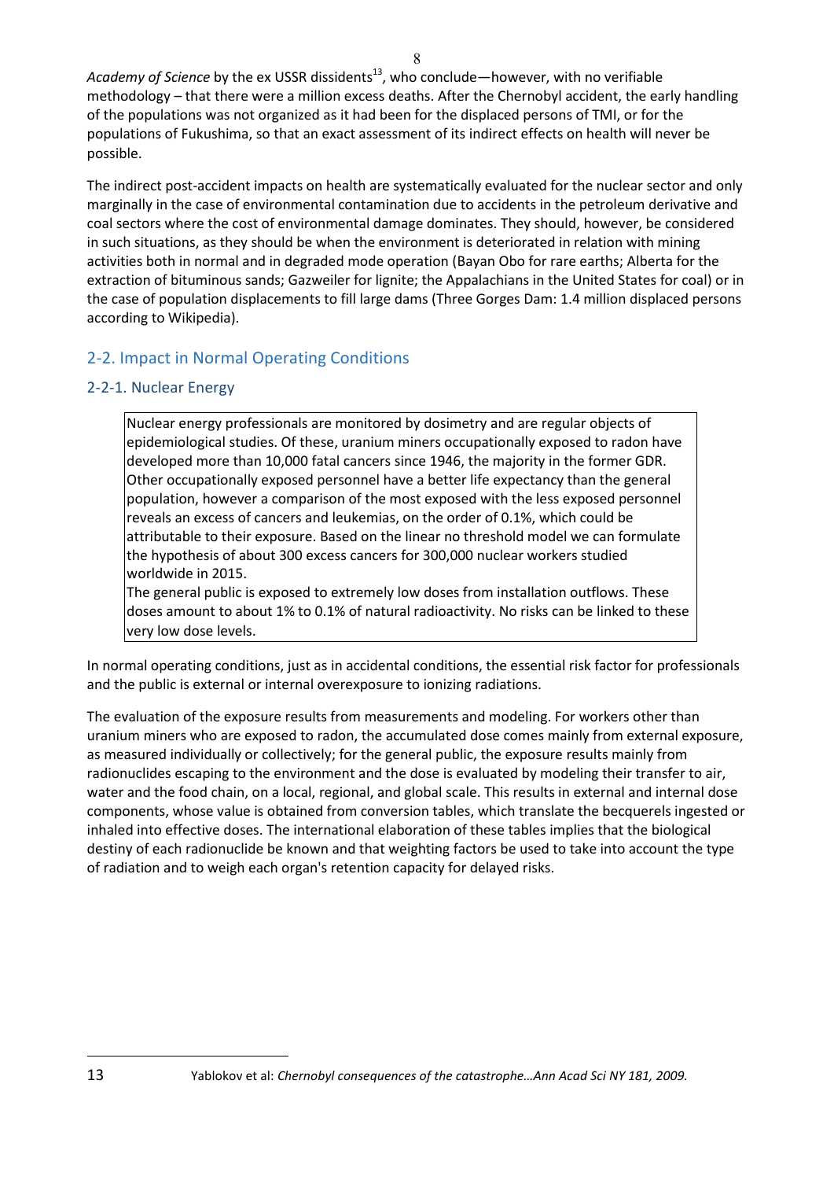*Academy of Science* by the ex USSR dissidents[13], who conclude—however, with no verifiable methodology – that there were a million excess deaths. After the Chernobyl accident, the early handling of the populations was not organized as it had been for the displaced persons of TMI, or for the populations of Fukushima, so that an exact assessment of its indirect effects on health will never be possible.

The indirect post-accident impacts on health are systematically evaluated for the nuclear sector and only marginally in the case of environmental contamination due to accidents in the petroleum derivative and coal sectors where the cost of environmental damage dominates. They should, however, be considered in such situations, as they should be when the environment is deteriorated in relation with mining activities both in normal and in degraded mode operation (Bayan Obo for rare earths; Alberta for the extraction of bituminous sands; Gazweiler for lignite; the Appalachians in the United States for coal) or in the case of population displacements to fill large dams (Three Gorges Dam: 1.4 million displaced persons according to Wikipedia).

## 2-2. Impact in Normal Operating Conditions

### 2-2-1. Nuclear Energy

> Nuclear energy professionals are monitored by dosimetry and are regular objects of epidemiological studies. Of these, uranium miners occupationally exposed to radon have developed more than 10,000 fatal cancers since 1946, the majority in the former GDR. Other occupationally exposed personnel have a better life expectancy than the general population, however a comparison of the most exposed with the less exposed personnel reveals an excess of cancers and leukemias, on the order of 0.1%, which could be attributable to their exposure. Based on the linear no threshold model we can formulate the hypothesis of about 300 excess cancers for 300,000 nuclear workers studied worldwide in 2015.
>
> The general public is exposed to extremely low doses from installation outflows. These doses amount to about 1% to 0.1% of natural radioactivity. No risks can be linked to these very low dose levels.

In normal operating conditions, just as in accidental conditions, the essential risk factor for professionals and the public is external or internal overexposure to ionizing radiations.

The evaluation of the exposure results from measurements and modeling. For workers other than uranium miners who are exposed to radon, the accumulated dose comes mainly from external exposure, as measured individually or collectively; for the general public, the exposure results mainly from radionuclides escaping to the environment and the dose is evaluated by modeling their transfer to air, water and the food chain, on a local, regional, and global scale. This results in external and internal dose components, whose value is obtained from conversion tables, which translate the becquerels ingested or inhaled into effective doses. The international elaboration of these tables implies that the biological destiny of each radionuclide be known and that weighting factors be used to take into account the type of radiation and to weigh each organ's retention capacity for delayed risks.

---

[13] Yablokov et al: *Chernobyl consequences of the catastrophe…Ann Acad Sci NY 181, 2009.*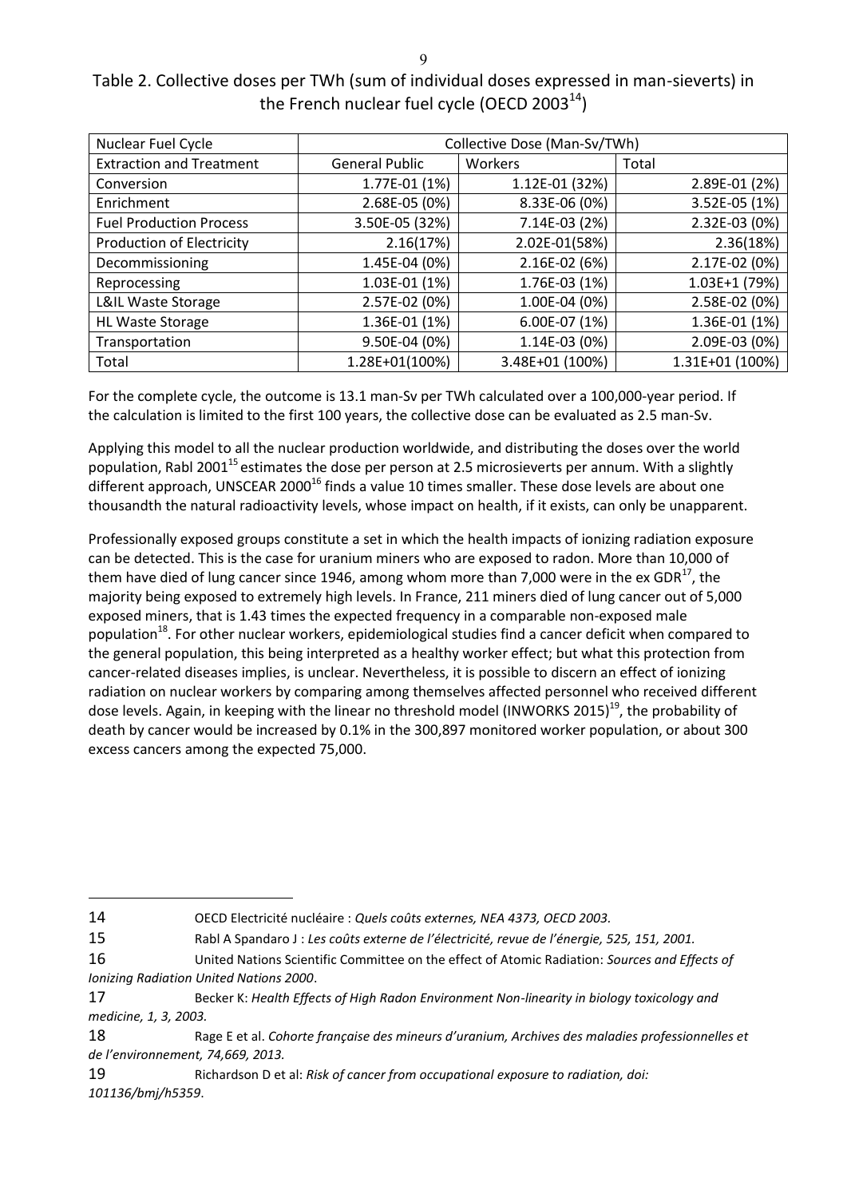Table 2. Collective doses per TWh (sum of individual doses expressed in man-sieverts) in the French nuclear fuel cycle (OECD 2003[14])

| Nuclear Fuel Cycle | Collective Dose (Man-Sv/TWh) | | |
|---|---|---|---|
| Extraction and Treatment | General Public | Workers | Total |
| Conversion | 1.77E-01 (1%) | 1.12E-01 (32%) | 2.89E-01 (2%) |
| Enrichment | 2.68E-05 (0%) | 8.33E-06 (0%) | 3.52E-05 (1%) |
| Fuel Production Process | 3.50E-05 (32%) | 7.14E-03 (2%) | 2.32E-03 (0%) |
| Production of Electricity | 2.16(17%) | 2.02E-01(58%) | 2.36(18%) |
| Decommissioning | 1.45E-04 (0%) | 2.16E-02 (6%) | 2.17E-02 (0%) |
| Reprocessing | 1.03E-01 (1%) | 1.76E-03 (1%) | 1.03E+1 (79%) |
| L&IL Waste Storage | 2.57E-02 (0%) | 1.00E-04 (0%) | 2.58E-02 (0%) |
| HL Waste Storage | 1.36E-01 (1%) | 6.00E-07 (1%) | 1.36E-01 (1%) |
| Transportation | 9.50E-04 (0%) | 1.14E-03 (0%) | 2.09E-03 (0%) |
| Total | 1.28E+01(100%) | 3.48E+01 (100%) | 1.31E+01 (100%) |

For the complete cycle, the outcome is 13.1 man-Sv per TWh calculated over a 100,000-year period. If the calculation is limited to the first 100 years, the collective dose can be evaluated as 2.5 man-Sv.

Applying this model to all the nuclear production worldwide, and distributing the doses over the world population, Rabl 2001[15] estimates the dose per person at 2.5 microsieverts per annum. With a slightly different approach, UNSCEAR 2000[16] finds a value 10 times smaller. These dose levels are about one thousandth the natural radioactivity levels, whose impact on health, if it exists, can only be unapparent.

Professionally exposed groups constitute a set in which the health impacts of ionizing radiation exposure can be detected. This is the case for uranium miners who are exposed to radon. More than 10,000 of them have died of lung cancer since 1946, among whom more than 7,000 were in the ex GDR[17], the majority being exposed to extremely high levels. In France, 211 miners died of lung cancer out of 5,000 exposed miners, that is 1.43 times the expected frequency in a comparable non-exposed male population[18]. For other nuclear workers, epidemiological studies find a cancer deficit when compared to the general population, this being interpreted as a healthy worker effect; but what this protection from cancer-related diseases implies, is unclear. Nevertheless, it is possible to discern an effect of ionizing radiation on nuclear workers by comparing among themselves affected personnel who received different dose levels. Again, in keeping with the linear no threshold model (INWORKS 2015)[19], the probability of death by cancer would be increased by 0.1% in the 300,897 monitored worker population, or about 300 excess cancers among the expected 75,000.

---

14 OECD Electricité nucléaire : *Quels coûts externes, NEA 4373, OECD 2003.*

15 Rabl A Spandaro J : *Les coûts externe de l'électricité, revue de l'énergie, 525, 151, 2001.*

16 United Nations Scientific Committee on the effect of Atomic Radiation: *Sources and Effects of Ionizing Radiation United Nations 2000*.

17 Becker K: *Health Effects of High Radon Environment Non-linearity in biology toxicology and medicine, 1, 3, 2003.*

18 Rage E et al. *Cohorte française des mineurs d'uranium, Archives des maladies professionnelles et de l'environnement, 74,669, 2013.*

19 Richardson D et al: *Risk of cancer from occupational exposure to radiation, doi: 101136/bmj/h5359*.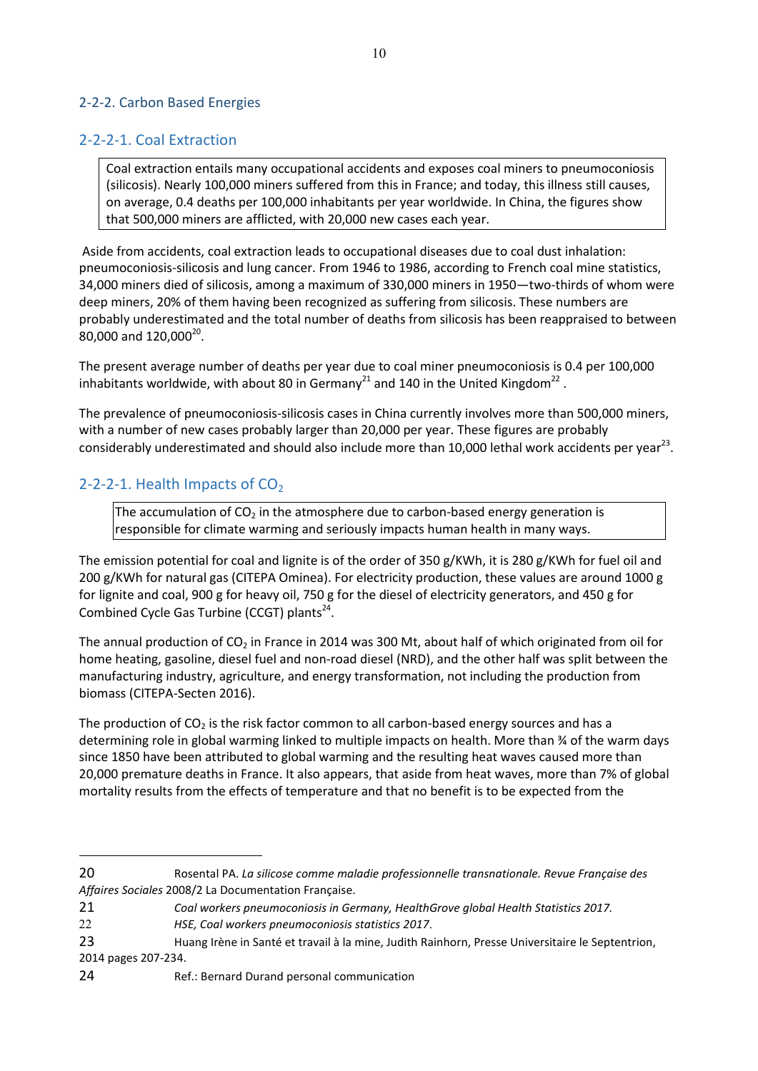## 2-2-2. Carbon Based Energies

### 2-2-2-1. Coal Extraction

> Coal extraction entails many occupational accidents and exposes coal miners to pneumoconiosis (silicosis). Nearly 100,000 miners suffered from this in France; and today, this illness still causes, on average, 0.4 deaths per 100,000 inhabitants per year worldwide. In China, the figures show that 500,000 miners are afflicted, with 20,000 new cases each year.

Aside from accidents, coal extraction leads to occupational diseases due to coal dust inhalation: pneumoconiosis-silicosis and lung cancer. From 1946 to 1986, according to French coal mine statistics, 34,000 miners died of silicosis, among a maximum of 330,000 miners in 1950—two-thirds of whom were deep miners, 20% of them having been recognized as suffering from silicosis. These numbers are probably underestimated and the total number of deaths from silicosis has been reappraised to between 80,000 and 120,000[20].

The present average number of deaths per year due to coal miner pneumoconiosis is 0.4 per 100,000 inhabitants worldwide, with about 80 in Germany[21] and 140 in the United Kingdom[22].

The prevalence of pneumoconiosis-silicosis cases in China currently involves more than 500,000 miners, with a number of new cases probably larger than 20,000 per year. These figures are probably considerably underestimated and should also include more than 10,000 lethal work accidents per year[23].

### 2-2-2-1. Health Impacts of $CO_2$

> The accumulation of $CO_2$ in the atmosphere due to carbon-based energy generation is responsible for climate warming and seriously impacts human health in many ways.

The emission potential for coal and lignite is of the order of 350 g/KWh, it is 280 g/KWh for fuel oil and 200 g/KWh for natural gas (CITEPA Ominea). For electricity production, these values are around 1000 g for lignite and coal, 900 g for heavy oil, 750 g for the diesel of electricity generators, and 450 g for Combined Cycle Gas Turbine (CCGT) plants[24].

The annual production of $CO_2$ in France in 2014 was 300 Mt, about half of which originated from oil for home heating, gasoline, diesel fuel and non-road diesel (NRD), and the other half was split between the manufacturing industry, agriculture, and energy transformation, not including the production from biomass (CITEPA-Secten 2016).

The production of $CO_2$ is the risk factor common to all carbon-based energy sources and has a determining role in global warming linked to multiple impacts on health. More than ¾ of the warm days since 1850 have been attributed to global warming and the resulting heat waves caused more than 20,000 premature deaths in France. It also appears, that aside from heat waves, more than 7% of global mortality results from the effects of temperature and that no benefit is to be expected from the

---

20 Rosental PA. *La silicose comme maladie professionnelle transnationale. Revue Française des Affaires Sociales* 2008/2 La Documentation Française.

21 *Coal workers pneumoconiosis in Germany, HealthGrove global Health Statistics 2017.*

22 *HSE, Coal workers pneumoconiosis statistics 2017*.

23 Huang Irène in Santé et travail à la mine, Judith Rainhorn, Presse Universitaire le Septentrion, 2014 pages 207-234.

24 Ref.: Bernard Durand personal communication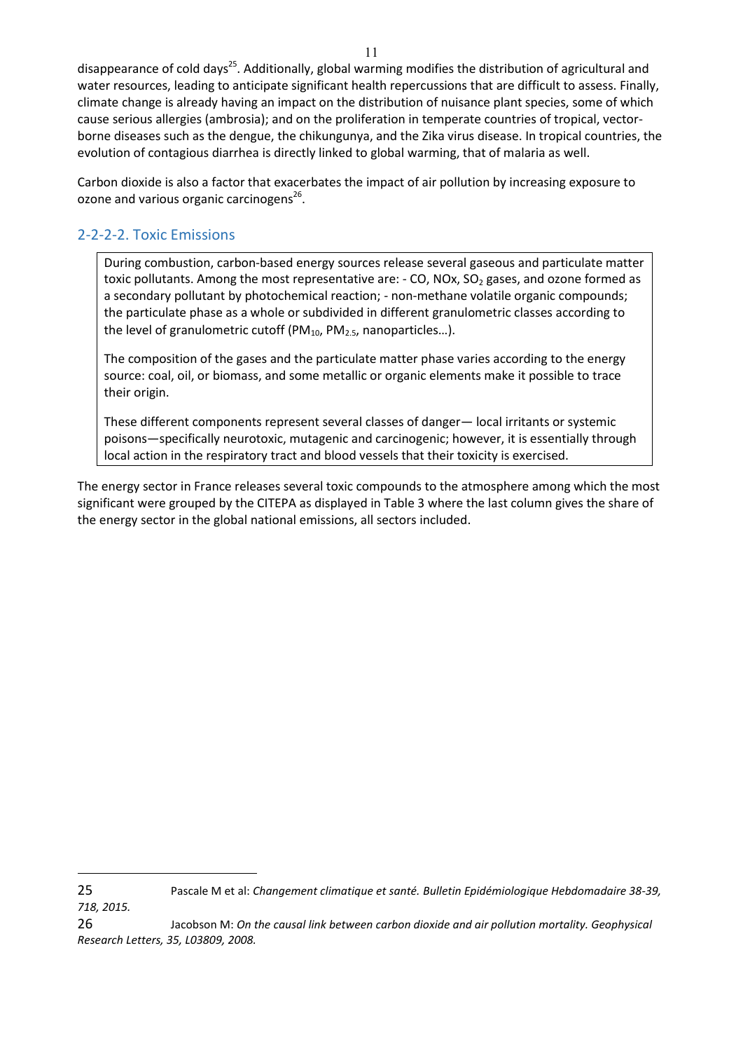disappearance of cold days[25]. Additionally, global warming modifies the distribution of agricultural and water resources, leading to anticipate significant health repercussions that are difficult to assess. Finally, climate change is already having an impact on the distribution of nuisance plant species, some of which cause serious allergies (ambrosia); and on the proliferation in temperate countries of tropical, vector-borne diseases such as the dengue, the chikungunya, and the Zika virus disease. In tropical countries, the evolution of contagious diarrhea is directly linked to global warming, that of malaria as well.

Carbon dioxide is also a factor that exacerbates the impact of air pollution by increasing exposure to ozone and various organic carcinogens[26].

### 2-2-2-2. Toxic Emissions

> During combustion, carbon-based energy sources release several gaseous and particulate matter toxic pollutants. Among the most representative are: - CO, NOx, $SO_2$ gases, and ozone formed as a secondary pollutant by photochemical reaction; - non-methane volatile organic compounds; the particulate phase as a whole or subdivided in different granulometric classes according to the level of granulometric cutoff ($PM_{10}$, $PM_{2.5}$, nanoparticles…).
>
> The composition of the gases and the particulate matter phase varies according to the energy source: coal, oil, or biomass, and some metallic or organic elements make it possible to trace their origin.
>
> These different components represent several classes of danger— local irritants or systemic poisons—specifically neurotoxic, mutagenic and carcinogenic; however, it is essentially through local action in the respiratory tract and blood vessels that their toxicity is exercised.

The energy sector in France releases several toxic compounds to the atmosphere among which the most significant were grouped by the CITEPA as displayed in Table 3 where the last column gives the share of the energy sector in the global national emissions, all sectors included.

---

25 Pascale M et al: *Changement climatique et santé. Bulletin Epidémiologique Hebdomadaire 38-39, 718, 2015.*

26 Jacobson M: *On the causal link between carbon dioxide and air pollution mortality. Geophysical Research Letters, 35, L03809, 2008.*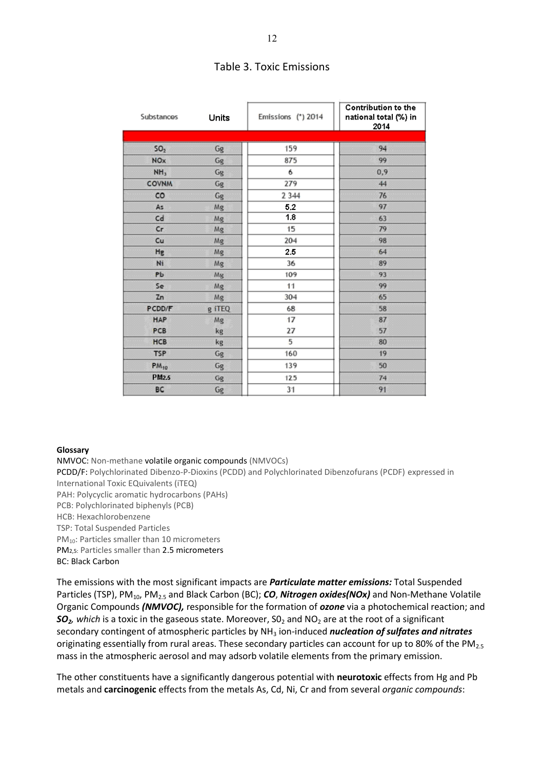## Table 3. Toxic Emissions

| Substances | Units | Emissions (*) 2014 | Contribution to the national total (%) in 2014 |
|---|---|---|---|
| $SO_2$ | Gg | 159 | 94 |
| NOx | Gg | 875 | 99 |
| $NH_3$ | Gg | 6 | 0,9 |
| COVNM | Gg | 279 | 44 |
| CO | Gg | 2 344 | 76 |
| As | Mg | 5.2 | 97 |
| Cd | Mg | 1.8 | 63 |
| Cr | Mg | 15 | 79 |
| Cu | Mg | 204 | 98 |
| Hg | Mg | 2.5 | 64 |
| Ni | Mg | 36 | 89 |
| Pb | Mg | 109 | 93 |
| Se | Mg | 11 | 99 |
| Zn | Mg | 304 | 65 |
| PCDD/F | g iTEQ | 68 | 58 |
| HAP | Mg | 17 | 87 |
| PCB | kg | 27 | 57 |
| HCB | kg | 5 | 80 |
| TSP | Gg | 160 | 19 |
| $PM_{10}$ | Gg | 139 | 50 |
| $PM_{2.5}$ | Gg | 125 | 74 |
| BC | Gg | 31 | 91 |

**Glossary**

NMVOC: Non-methane volatile organic compounds (NMVOCs)
PCDD/F: Polychlorinated Dibenzo-P-Dioxins (PCDD) and Polychlorinated Dibenzofurans (PCDF) expressed in International Toxic EQuivalents (iTEQ)
PAH: Polycyclic aromatic hydrocarbons (PAHs)
PCB: Polychlorinated biphenyls (PCB)
HCB: Hexachlorobenzene
TSP: Total Suspended Particles
$PM_{10}$: Particles smaller than 10 micrometers
$PM_{2,5}$: Particles smaller than 2.5 micrometers
BC: Black Carbon

The emissions with the most significant impacts are ***Particulate matter emissions:*** Total Suspended Particles (TSP), $PM_{10}$, $PM_{2.5}$ and Black Carbon (BC); ***CO***, ***Nitrogen oxides(NOx)*** and Non-Methane Volatile Organic Compounds ***(NMVOC),*** responsible for the formation of ***ozone*** via a photochemical reaction; and ***$SO_2$,*** *which* is a toxic in the gaseous state. Moreover, $SO_2$ and $NO_2$ are at the root of a significant secondary contingent of atmospheric particles by $NH_3$ ion-induced ***nucleation of sulfates and nitrates*** originating essentially from rural areas. These secondary particles can account for up to 80% of the $PM_{2.5}$ mass in the atmospheric aerosol and may adsorb volatile elements from the primary emission.

The other constituents have a significantly dangerous potential with **neurotoxic** effects from Hg and Pb metals and **carcinogenic** effects from the metals As, Cd, Ni, Cr and from several *organic compounds*: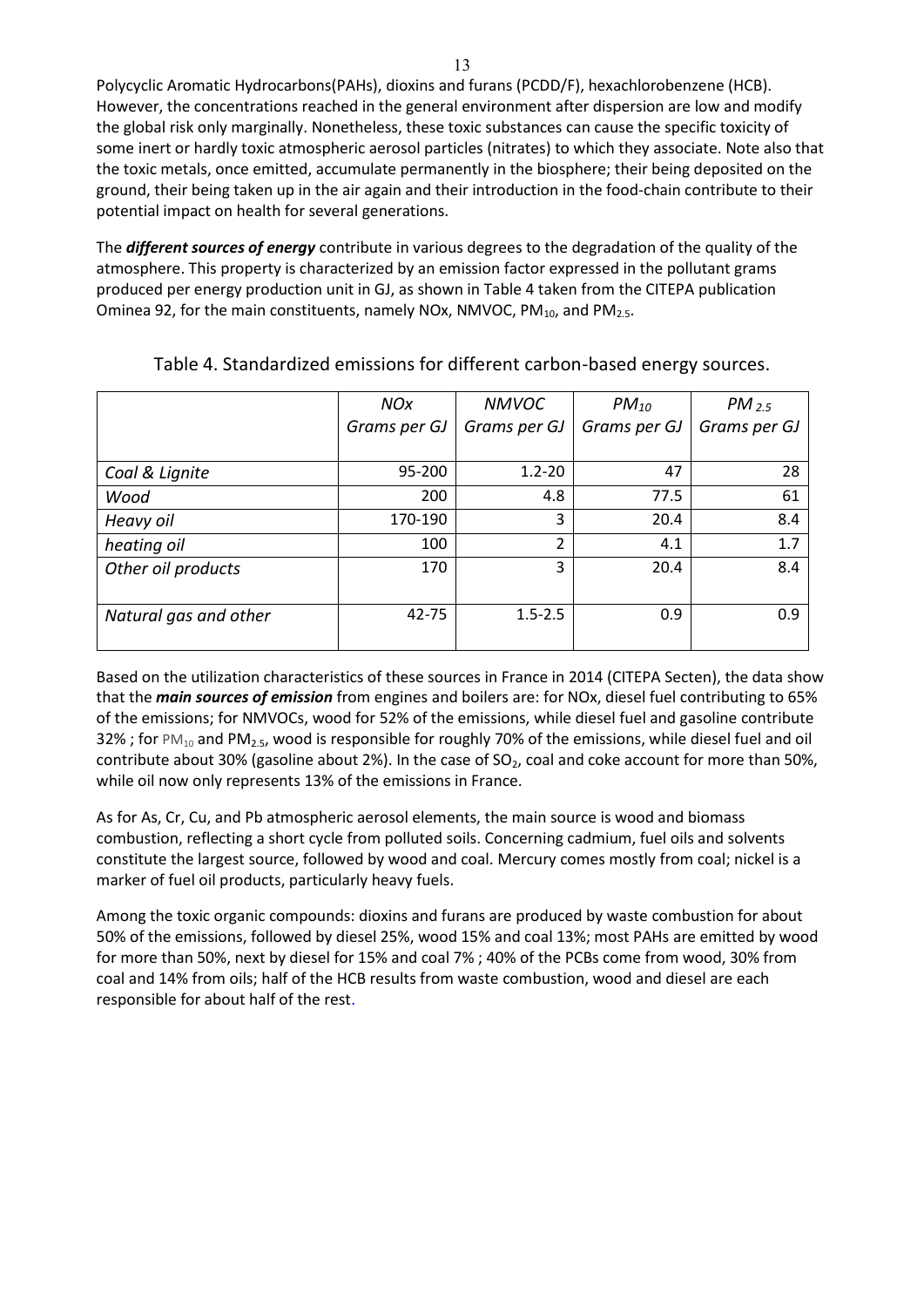Polycyclic Aromatic Hydrocarbons(PAHs), dioxins and furans (PCDD/F), hexachlorobenzene (HCB). However, the concentrations reached in the general environment after dispersion are low and modify the global risk only marginally. Nonetheless, these toxic substances can cause the specific toxicity of some inert or hardly toxic atmospheric aerosol particles (nitrates) to which they associate. Note also that the toxic metals, once emitted, accumulate permanently in the biosphere; their being deposited on the ground, their being taken up in the air again and their introduction in the food-chain contribute to their potential impact on health for several generations.

The ***different sources of energy*** contribute in various degrees to the degradation of the quality of the atmosphere. This property is characterized by an emission factor expressed in the pollutant grams produced per energy production unit in GJ, as shown in Table 4 taken from the CITEPA publication Ominea 92, for the main constituents, namely NOx, NMVOC, $PM_{10}$, and $PM_{2.5}$.

Table 4. Standardized emissions for different carbon-based energy sources.

| | *NOx* Grams per GJ | *NMVOC* Grams per GJ | *$PM_{10}$* Grams per GJ | *$PM_{2.5}$* Grams per GJ |
|---|---|---|---|---|
| *Coal & Lignite* | 95-200 | 1.2-20 | 47 | 28 |
| *Wood* | 200 | 4.8 | 77.5 | 61 |
| *Heavy oil* | 170-190 | 3 | 20.4 | 8.4 |
| *heating oil* | 100 | 2 | 4.1 | 1.7 |
| *Other oil products* | 170 | 3 | 20.4 | 8.4 |
| *Natural gas and other* | 42-75 | 1.5-2.5 | 0.9 | 0.9 |

Based on the utilization characteristics of these sources in France in 2014 (CITEPA Secten), the data show that the ***main sources of emission*** from engines and boilers are: for NOx, diesel fuel contributing to 65% of the emissions; for NMVOCs, wood for 52% of the emissions, while diesel fuel and gasoline contribute 32% ; for $PM_{10}$ and $PM_{2.5}$, wood is responsible for roughly 70% of the emissions, while diesel fuel and oil contribute about 30% (gasoline about 2%). In the case of $SO_2$, coal and coke account for more than 50%, while oil now only represents 13% of the emissions in France.

As for As, Cr, Cu, and Pb atmospheric aerosol elements, the main source is wood and biomass combustion, reflecting a short cycle from polluted soils. Concerning cadmium, fuel oils and solvents constitute the largest source, followed by wood and coal. Mercury comes mostly from coal; nickel is a marker of fuel oil products, particularly heavy fuels.

Among the toxic organic compounds: dioxins and furans are produced by waste combustion for about 50% of the emissions, followed by diesel 25%, wood 15% and coal 13%; most PAHs are emitted by wood for more than 50%, next by diesel for 15% and coal 7% ; 40% of the PCBs come from wood, 30% from coal and 14% from oils; half of the HCB results from waste combustion, wood and diesel are each responsible for about half of the rest.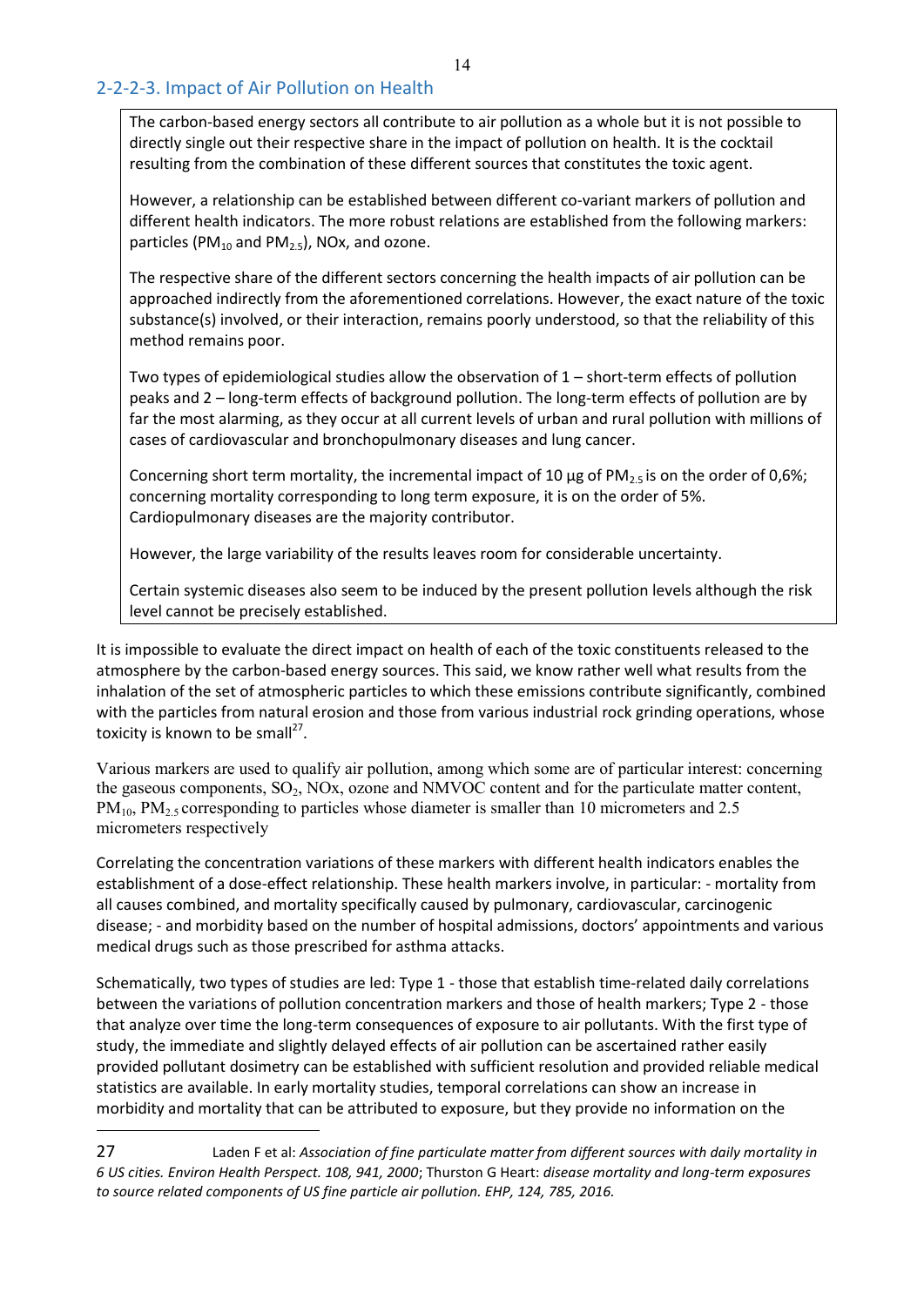### 2-2-2-3. Impact of Air Pollution on Health

> The carbon-based energy sectors all contribute to air pollution as a whole but it is not possible to directly single out their respective share in the impact of pollution on health. It is the cocktail resulting from the combination of these different sources that constitutes the toxic agent.
>
> However, a relationship can be established between different co-variant markers of pollution and different health indicators. The more robust relations are established from the following markers: particles ($PM_{10}$ and $PM_{2.5}$), NOx, and ozone.
>
> The respective share of the different sectors concerning the health impacts of air pollution can be approached indirectly from the aforementioned correlations. However, the exact nature of the toxic substance(s) involved, or their interaction, remains poorly understood, so that the reliability of this method remains poor.
>
> Two types of epidemiological studies allow the observation of 1 – short-term effects of pollution peaks and 2 – long-term effects of background pollution. The long-term effects of pollution are by far the most alarming, as they occur at all current levels of urban and rural pollution with millions of cases of cardiovascular and bronchopulmonary diseases and lung cancer.
>
> Concerning short term mortality, the incremental impact of 10 µg of $PM_{2.5}$ is on the order of 0,6%; concerning mortality corresponding to long term exposure, it is on the order of 5%. Cardiopulmonary diseases are the majority contributor.
>
> However, the large variability of the results leaves room for considerable uncertainty.
>
> Certain systemic diseases also seem to be induced by the present pollution levels although the risk level cannot be precisely established.

It is impossible to evaluate the direct impact on health of each of the toxic constituents released to the atmosphere by the carbon-based energy sources. This said, we know rather well what results from the inhalation of the set of atmospheric particles to which these emissions contribute significantly, combined with the particles from natural erosion and those from various industrial rock grinding operations, whose toxicity is known to be small[27].

Various markers are used to qualify air pollution, among which some are of particular interest: concerning the gaseous components, $SO_2$, NOx, ozone and NMVOC content and for the particulate matter content, $PM_{10}$, $PM_{2.5}$ corresponding to particles whose diameter is smaller than 10 micrometers and 2.5 micrometers respectively

Correlating the concentration variations of these markers with different health indicators enables the establishment of a dose-effect relationship. These health markers involve, in particular: - mortality from all causes combined, and mortality specifically caused by pulmonary, cardiovascular, carcinogenic disease; - and morbidity based on the number of hospital admissions, doctors' appointments and various medical drugs such as those prescribed for asthma attacks.

Schematically, two types of studies are led: Type 1 - those that establish time-related daily correlations between the variations of pollution concentration markers and those of health markers; Type 2 - those that analyze over time the long-term consequences of exposure to air pollutants. With the first type of study, the immediate and slightly delayed effects of air pollution can be ascertained rather easily provided pollutant dosimetry can be established with sufficient resolution and provided reliable medical statistics are available. In early mortality studies, temporal correlations can show an increase in morbidity and mortality that can be attributed to exposure, but they provide no information on the

---

27 Laden F et al: *Association of fine particulate matter from different sources with daily mortality in 6 US cities. Environ Health Perspect. 108, 941, 2000*; Thurston G Heart: *disease mortality and long-term exposures to source related components of US fine particle air pollution. EHP, 124, 785, 2016.*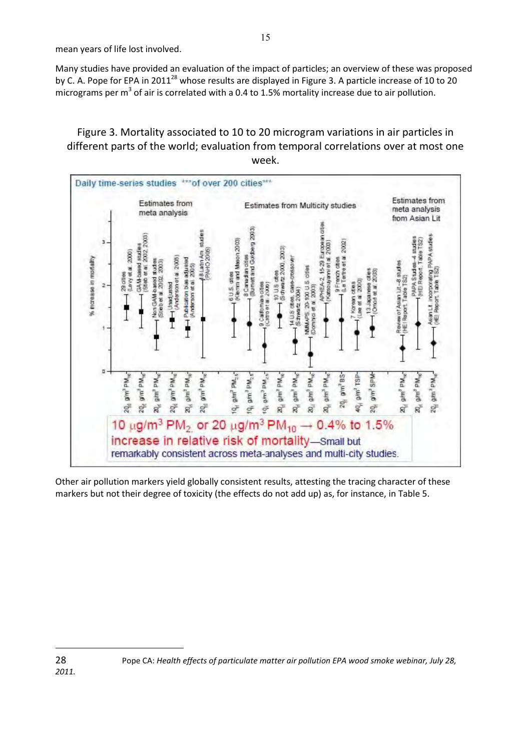mean years of life lost involved.

Many studies have provided an evaluation of the impact of particles; an overview of these was proposed by C. A. Pope for EPA in 2011[28] whose results are displayed in Figure 3. A particle increase of 10 to 20 micrograms per $m^3$ of air is correlated with a 0.4 to 1.5% mortality increase due to air pollution.

Figure 3. Mortality associated to 10 to 20 microgram variations in air particles in different parts of the world; evaluation from temporal correlations over at most one week.

Other air pollution markers yield globally consistent results, attesting the tracing character of these markers but not their degree of toxicity (the effects do not add up) as, for instance, in Table 5.

---

28 Pope CA: *Health effects of particulate matter air pollution EPA wood smoke webinar, July 28, 2011.*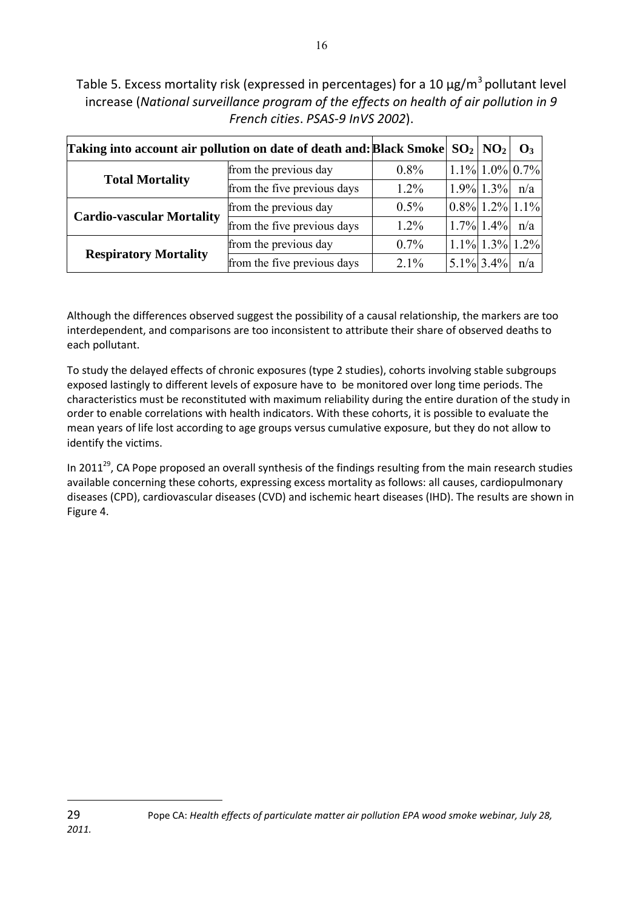Table 5. Excess mortality risk (expressed in percentages) for a 10 µg/m$^3$ pollutant level increase (*National surveillance program of the effects on health of air pollution in 9 French cities*. *PSAS-9 InVS 2002*).

| Taking into account air pollution on date of death and: | | Black Smoke | $SO_2$ | $NO_2$ | $O_3$ |
|---|---|---|---|---|---|
| **Total Mortality** | from the previous day | 0.8% | 1.1% | 1.0% | 0.7% |
| | from the five previous days | 1.2% | 1.9% | 1.3% | n/a |
| **Cardio-vascular Mortality** | from the previous day | 0.5% | 0.8% | 1.2% | 1.1% |
| | from the five previous days | 1.2% | 1.7% | 1.4% | n/a |
| **Respiratory Mortality** | from the previous day | 0.7% | 1.1% | 1.3% | 1.2% |
| | from the five previous days | 2.1% | 5.1% | 3.4% | n/a |

Although the differences observed suggest the possibility of a causal relationship, the markers are too interdependent, and comparisons are too inconsistent to attribute their share of observed deaths to each pollutant.

To study the delayed effects of chronic exposures (type 2 studies), cohorts involving stable subgroups exposed lastingly to different levels of exposure have to be monitored over long time periods. The characteristics must be reconstituted with maximum reliability during the entire duration of the study in order to enable correlations with health indicators. With these cohorts, it is possible to evaluate the mean years of life lost according to age groups versus cumulative exposure, but they do not allow to identify the victims.

In 2011[29], CA Pope proposed an overall synthesis of the findings resulting from the main research studies available concerning these cohorts, expressing excess mortality as follows: all causes, cardiopulmonary diseases (CPD), cardiovascular diseases (CVD) and ischemic heart diseases (IHD). The results are shown in Figure 4.

---

29 Pope CA: *Health effects of particulate matter air pollution EPA wood smoke webinar, July 28, 2011.*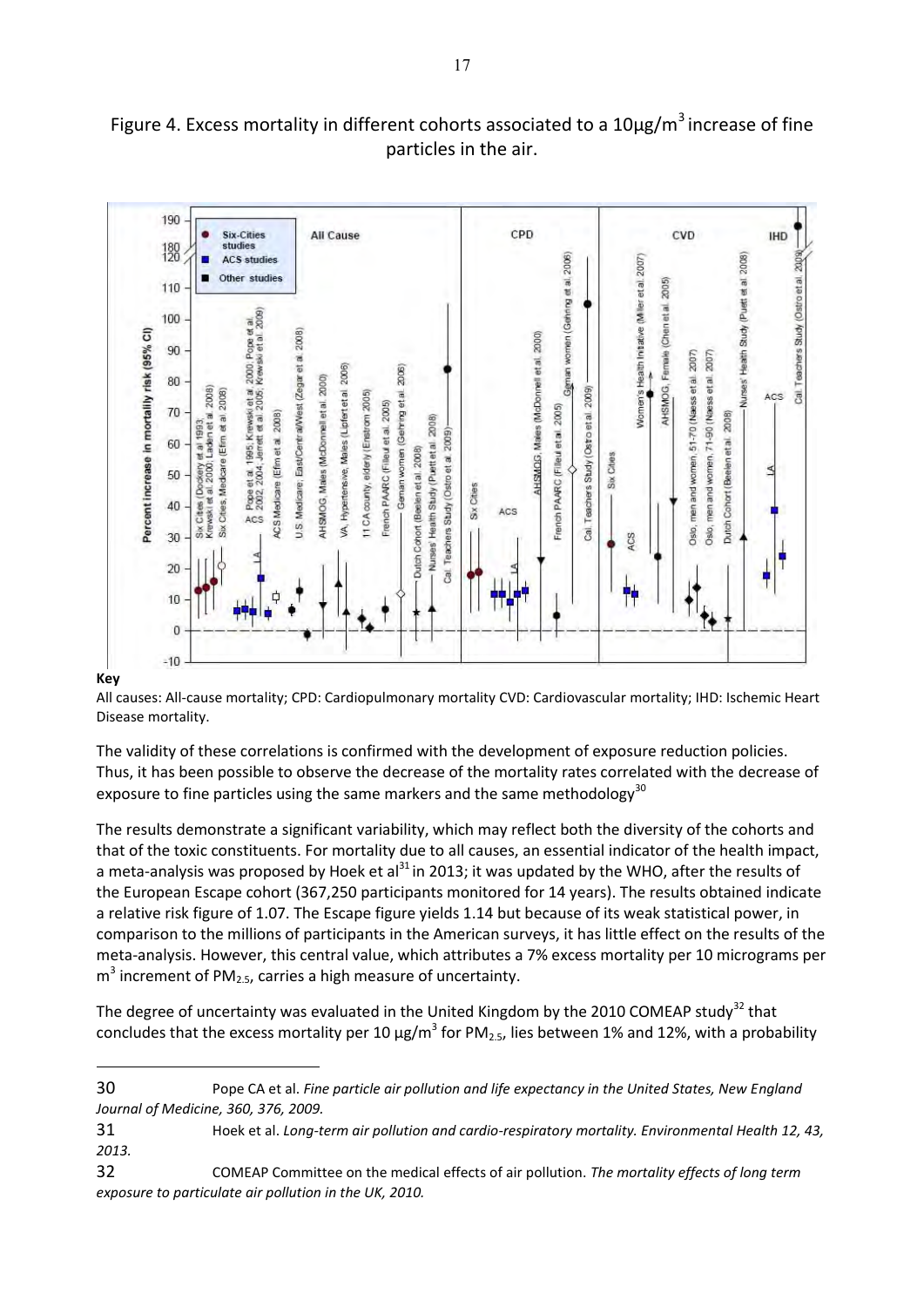Figure 4. Excess mortality in different cohorts associated to a 10µg/m[3] increase of fine particles in the air.

**Key**

All causes: All-cause mortality; CPD: Cardiopulmonary mortality CVD: Cardiovascular mortality; IHD: Ischemic Heart Disease mortality.

The validity of these correlations is confirmed with the development of exposure reduction policies. Thus, it has been possible to observe the decrease of the mortality rates correlated with the decrease of exposure to fine particles using the same markers and the same methodology[30]

The results demonstrate a significant variability, which may reflect both the diversity of the cohorts and that of the toxic constituents. For mortality due to all causes, an essential indicator of the health impact, a meta-analysis was proposed by Hoek et al[31] in 2013; it was updated by the WHO, after the results of the European Escape cohort (367,250 participants monitored for 14 years). The results obtained indicate a relative risk figure of 1.07. The Escape figure yields 1.14 but because of its weak statistical power, in comparison to the millions of participants in the American surveys, it has little effect on the results of the meta-analysis. However, this central value, which attributes a 7% excess mortality per 10 micrograms per m[3] increment of $PM_{2.5}$, carries a high measure of uncertainty.

The degree of uncertainty was evaluated in the United Kingdom by the 2010 COMEAP study[32] that concludes that the excess mortality per 10 µg/m[3] for $PM_{2.5}$, lies between 1% and 12%, with a probability

---

30 Pope CA et al. *Fine particle air pollution and life expectancy in the United States, New England Journal of Medicine, 360, 376, 2009.*

31 Hoek et al. *Long-term air pollution and cardio-respiratory mortality. Environmental Health 12, 43, 2013.*

32 COMEAP Committee on the medical effects of air pollution. *The mortality effects of long term exposure to particulate air pollution in the UK, 2010.*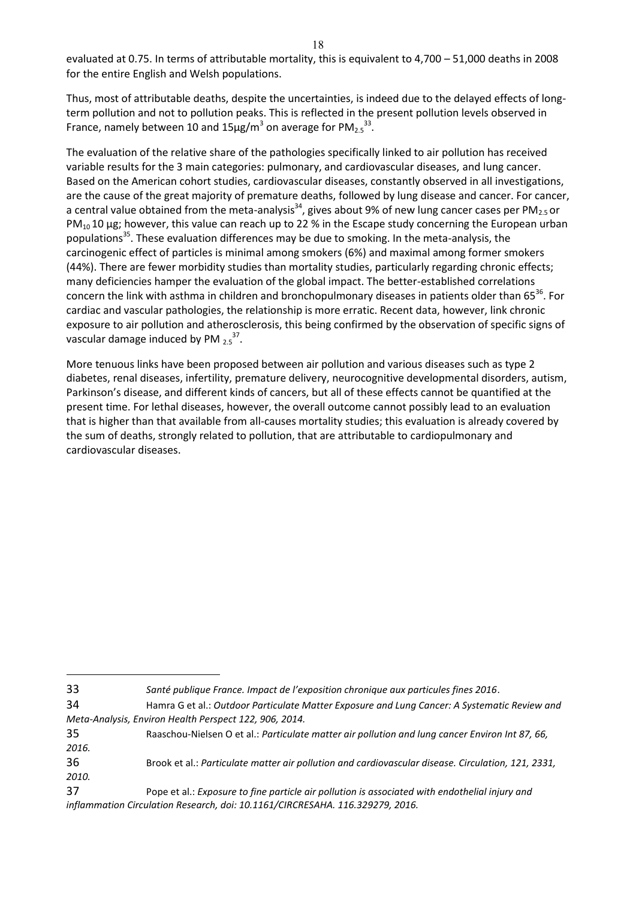evaluated at 0.75. In terms of attributable mortality, this is equivalent to 4,700 – 51,000 deaths in 2008 for the entire English and Welsh populations.

Thus, most of attributable deaths, despite the uncertainties, is indeed due to the delayed effects of long-term pollution and not to pollution peaks. This is reflected in the present pollution levels observed in France, namely between 10 and 15µg/m$^3$ on average for $PM_{2.5}$[33].

The evaluation of the relative share of the pathologies specifically linked to air pollution has received variable results for the 3 main categories: pulmonary, and cardiovascular diseases, and lung cancer. Based on the American cohort studies, cardiovascular diseases, constantly observed in all investigations, are the cause of the great majority of premature deaths, followed by lung disease and cancer. For cancer, a central value obtained from the meta-analysis[34], gives about 9% of new lung cancer cases per $PM_{2.5}$ or $PM_{10}$ 10 µg; however, this value can reach up to 22 % in the Escape study concerning the European urban populations[35]. These evaluation differences may be due to smoking. In the meta-analysis, the carcinogenic effect of particles is minimal among smokers (6%) and maximal among former smokers (44%). There are fewer morbidity studies than mortality studies, particularly regarding chronic effects; many deficiencies hamper the evaluation of the global impact. The better-established correlations concern the link with asthma in children and bronchopulmonary diseases in patients older than 65[36]. For cardiac and vascular pathologies, the relationship is more erratic. Recent data, however, link chronic exposure to air pollution and atherosclerosis, this being confirmed by the observation of specific signs of vascular damage induced by $PM_{2.5}$[37].

More tenuous links have been proposed between air pollution and various diseases such as type 2 diabetes, renal diseases, infertility, premature delivery, neurocognitive developmental disorders, autism, Parkinson's disease, and different kinds of cancers, but all of these effects cannot be quantified at the present time. For lethal diseases, however, the overall outcome cannot possibly lead to an evaluation that is higher than that available from all-causes mortality studies; this evaluation is already covered by the sum of deaths, strongly related to pollution, that are attributable to cardiopulmonary and cardiovascular diseases.

---

33 *Santé publique France. Impact de l'exposition chronique aux particules fines 2016*.

34 Hamra G et al.: *Outdoor Particulate Matter Exposure and Lung Cancer: A Systematic Review and Meta-Analysis, Environ Health Perspect 122, 906, 2014.*

35 Raaschou-Nielsen O et al.: *Particulate matter air pollution and lung cancer Environ Int 87, 66, 2016.*

36 Brook et al.: *Particulate matter air pollution and cardiovascular disease. Circulation, 121, 2331, 2010.*

37 Pope et al.: *Exposure to fine particle air pollution is associated with endothelial injury and inflammation Circulation Research, doi: 10.1161/CIRCRESAHA. 116.329279, 2016.*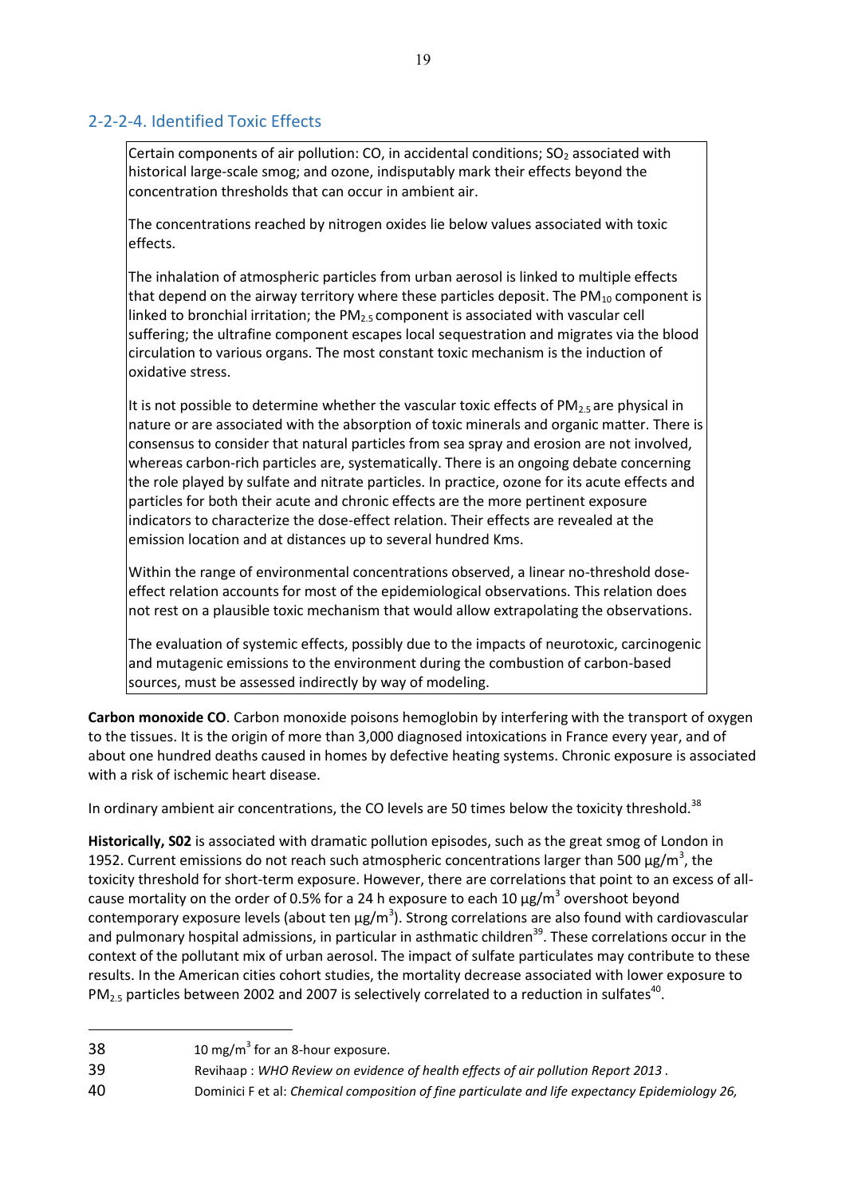## 2-2-2-4. Identified Toxic Effects

> Certain components of air pollution: CO, in accidental conditions; $SO_2$ associated with historical large-scale smog; and ozone, indisputably mark their effects beyond the concentration thresholds that can occur in ambient air.
>
> The concentrations reached by nitrogen oxides lie below values associated with toxic effects.
>
> The inhalation of atmospheric particles from urban aerosol is linked to multiple effects that depend on the airway territory where these particles deposit. The $PM_{10}$ component is linked to bronchial irritation; the $PM_{2.5}$ component is associated with vascular cell suffering; the ultrafine component escapes local sequestration and migrates via the blood circulation to various organs. The most constant toxic mechanism is the induction of oxidative stress.
>
> It is not possible to determine whether the vascular toxic effects of $PM_{2.5}$ are physical in nature or are associated with the absorption of toxic minerals and organic matter. There is consensus to consider that natural particles from sea spray and erosion are not involved, whereas carbon-rich particles are, systematically. There is an ongoing debate concerning the role played by sulfate and nitrate particles. In practice, ozone for its acute effects and particles for both their acute and chronic effects are the more pertinent exposure indicators to characterize the dose-effect relation. Their effects are revealed at the emission location and at distances up to several hundred Kms.
>
> Within the range of environmental concentrations observed, a linear no-threshold dose-effect relation accounts for most of the epidemiological observations. This relation does not rest on a plausible toxic mechanism that would allow extrapolating the observations.
>
> The evaluation of systemic effects, possibly due to the impacts of neurotoxic, carcinogenic and mutagenic emissions to the environment during the combustion of carbon-based sources, must be assessed indirectly by way of modeling.

**Carbon monoxide CO**. Carbon monoxide poisons hemoglobin by interfering with the transport of oxygen to the tissues. It is the origin of more than 3,000 diagnosed intoxications in France every year, and of about one hundred deaths caused in homes by defective heating systems. Chronic exposure is associated with a risk of ischemic heart disease.

In ordinary ambient air concentrations, the CO levels are 50 times below the toxicity threshold.[38]

**Historically, S02** is associated with dramatic pollution episodes, such as the great smog of London in 1952. Current emissions do not reach such atmospheric concentrations larger than 500 µg/m$^3$, the toxicity threshold for short-term exposure. However, there are correlations that point to an excess of all-cause mortality on the order of 0.5% for a 24 h exposure to each 10 µg/m$^3$ overshoot beyond contemporary exposure levels (about ten µg/m$^3$). Strong correlations are also found with cardiovascular and pulmonary hospital admissions, in particular in asthmatic children[39]. These correlations occur in the context of the pollutant mix of urban aerosol. The impact of sulfate particulates may contribute to these results. In the American cities cohort studies, the mortality decrease associated with lower exposure to $PM_{2.5}$ particles between 2002 and 2007 is selectively correlated to a reduction in sulfates[40].

---

38 10 mg/m$^3$ for an 8-hour exposure.

39 Revihaap : *WHO Review on evidence of health effects of air pollution Report 2013 .*

40 Dominici F et al: *Chemical composition of fine particulate and life expectancy Epidemiology 26,*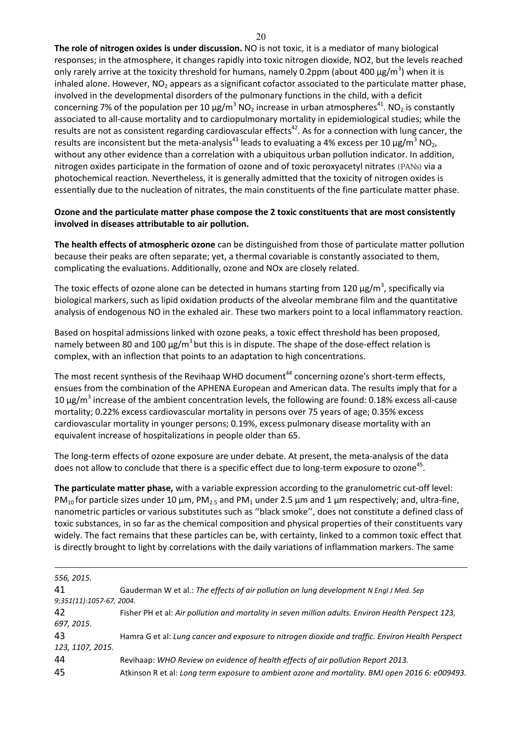**The role of nitrogen oxides is under discussion.** NO is not toxic, it is a mediator of many biological responses; in the atmosphere, it changes rapidly into toxic nitrogen dioxide, NO2, but the levels reached only rarely arrive at the toxicity threshold for humans, namely 0.2ppm (about 400 µg/$m^3$) when it is inhaled alone. However, $NO_2$ appears as a significant cofactor associated to the particulate matter phase, involved in the developmental disorders of the pulmonary functions in the child, with a deficit concerning 7% of the population per 10 µg/$m^3$ $NO_2$ increase in urban atmospheres[41]. $NO_2$ is constantly associated to all-cause mortality and to cardiopulmonary mortality in epidemiological studies; while the results are not as consistent regarding cardiovascular effects[42]. As for a connection with lung cancer, the results are inconsistent but the meta-analysis[43] leads to evaluating a 4% excess per 10 µg/$m^3$ $NO_2$, without any other evidence than a correlation with a ubiquitous urban pollution indicator. In addition, nitrogen oxides participate in the formation of ozone and of toxic peroxyacetyl nitrates (PANs) via a photochemical reaction. Nevertheless, it is generally admitted that the toxicity of nitrogen oxides is essentially due to the nucleation of nitrates, the main constituents of the fine particulate matter phase.

**Ozone and the particulate matter phase compose the 2 toxic constituents that are most consistently involved in diseases attributable to air pollution.**

**The health effects of atmospheric ozone** can be distinguished from those of particulate matter pollution because their peaks are often separate; yet, a thermal covariable is constantly associated to them, complicating the evaluations. Additionally, ozone and NOx are closely related.

The toxic effects of ozone alone can be detected in humans starting from 120 µg/$m^3$, specifically via biological markers, such as lipid oxidation products of the alveolar membrane film and the quantitative analysis of endogenous NO in the exhaled air. These two markers point to a local inflammatory reaction.

Based on hospital admissions linked with ozone peaks, a toxic effect threshold has been proposed, namely between 80 and 100 µg/$m^3$ but this is in dispute. The shape of the dose-effect relation is complex, with an inflection that points to an adaptation to high concentrations.

The most recent synthesis of the Revihaap WHO document[44] concerning ozone's short-term effects, ensues from the combination of the APHENA European and American data. The results imply that for a 10 µg/$m^3$ increase of the ambient concentration levels, the following are found: 0.18% excess all-cause mortality; 0.22% excess cardiovascular mortality in persons over 75 years of age; 0.35% excess cardiovascular mortality in younger persons; 0.19%, excess pulmonary disease mortality with an equivalent increase of hospitalizations in people older than 65.

The long-term effects of ozone exposure are under debate. At present, the meta-analysis of the data does not allow to conclude that there is a specific effect due to long-term exposure to ozone[45].

**The particulate matter phase,** with a variable expression according to the granulometric cut-off level: $PM_{10}$ for particle sizes under 10 µm, $PM_{2.5}$ and $PM_1$ under 2.5 µm and 1 µm respectively; and, ultra-fine, nanometric particles or various substitutes such as ''black smoke'', does not constitute a defined class of toxic substances, in so far as the chemical composition and physical properties of their constituents vary widely. The fact remains that these particles can be, with certainty, linked to a common toxic effect that is directly brought to light by correlations with the daily variations of inflammation markers. The same

---

*556, 2015.*

41 Gauderman W et al.: *The effects of air pollution on lung development N Engl J Med. Sep 9;351(11):1057-67, 2004.*

42 Fisher PH et al: *Air pollution and mortality in seven million adults. Environ Health Perspect 123, 697, 2015.*

43 Hamra G et al: *Lung cancer and exposure to nitrogen dioxide and traffic. Environ Health Perspect 123, 1107, 2015.*

44 Revihaap: *WHO Review on evidence of health effects of air pollution Report 2013.*

45 Atkinson R et al: *Long term exposure to ambient ozone and mortality. BMJ open 2016 6: e009493.*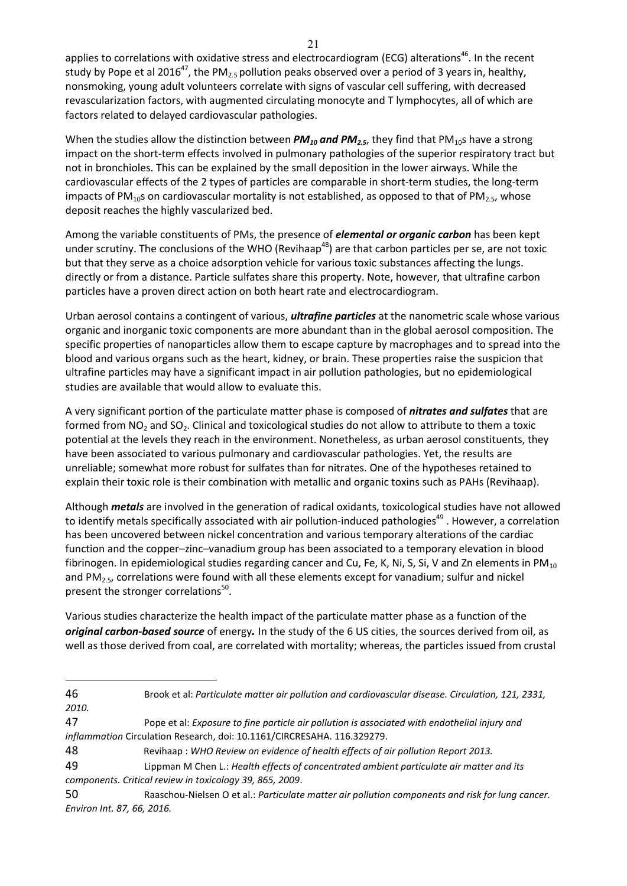applies to correlations with oxidative stress and electrocardiogram (ECG) alterations[46]. In the recent study by Pope et al 2016[47], the $PM_{2.5}$ pollution peaks observed over a period of 3 years in, healthy, nonsmoking, young adult volunteers correlate with signs of vascular cell suffering, with decreased revascularization factors, with augmented circulating monocyte and T lymphocytes, all of which are factors related to delayed cardiovascular pathologies.

When the studies allow the distinction between ***$PM_{10}$ and $PM_{2.5}$***, they find that $PM_{10}$s have a strong impact on the short-term effects involved in pulmonary pathologies of the superior respiratory tract but not in bronchioles. This can be explained by the small deposition in the lower airways. While the cardiovascular effects of the 2 types of particles are comparable in short-term studies, the long-term impacts of $PM_{10}$s on cardiovascular mortality is not established, as opposed to that of $PM_{2.5}$, whose deposit reaches the highly vascularized bed.

Among the variable constituents of PMs, the presence of ***elemental or organic carbon*** has been kept under scrutiny. The conclusions of the WHO (Revihaap[48]) are that carbon particles per se, are not toxic but that they serve as a choice adsorption vehicle for various toxic substances affecting the lungs. directly or from a distance. Particle sulfates share this property. Note, however, that ultrafine carbon particles have a proven direct action on both heart rate and electrocardiogram.

Urban aerosol contains a contingent of various, ***ultrafine particles*** at the nanometric scale whose various organic and inorganic toxic components are more abundant than in the global aerosol composition. The specific properties of nanoparticles allow them to escape capture by macrophages and to spread into the blood and various organs such as the heart, kidney, or brain. These properties raise the suspicion that ultrafine particles may have a significant impact in air pollution pathologies, but no epidemiological studies are available that would allow to evaluate this.

A very significant portion of the particulate matter phase is composed of ***nitrates and sulfates*** that are formed from $NO_2$ and $SO_2$. Clinical and toxicological studies do not allow to attribute to them a toxic potential at the levels they reach in the environment. Nonetheless, as urban aerosol constituents, they have been associated to various pulmonary and cardiovascular pathologies. Yet, the results are unreliable; somewhat more robust for sulfates than for nitrates. One of the hypotheses retained to explain their toxic role is their combination with metallic and organic toxins such as PAHs (Revihaap).

Although ***metals*** are involved in the generation of radical oxidants, toxicological studies have not allowed to identify metals specifically associated with air pollution-induced pathologies[49] . However, a correlation has been uncovered between nickel concentration and various temporary alterations of the cardiac function and the copper–zinc–vanadium group has been associated to a temporary elevation in blood fibrinogen. In epidemiological studies regarding cancer and Cu, Fe, K, Ni, S, Si, V and Zn elements in $PM_{10}$ and $PM_{2.5}$, correlations were found with all these elements except for vanadium; sulfur and nickel present the stronger correlations[50].

Various studies characterize the health impact of the particulate matter phase as a function of the ***original carbon-based source*** of energy**.** In the study of the 6 US cities, the sources derived from oil, as well as those derived from coal, are correlated with mortality; whereas, the particles issued from crustal

---

46 Brook et al: *Particulate matter air pollution and cardiovascular disease. Circulation, 121, 2331, 2010.*

47 Pope et al: *Exposure to fine particle air pollution is associated with endothelial injury and inflammation* Circulation Research, doi: 10.1161/CIRCRESAHA. 116.329279.

48 Revihaap : *WHO Review on evidence of health effects of air pollution Report 2013.*

49 Lippman M Chen L.: *Health effects of concentrated ambient particulate air matter and its components. Critical review in toxicology 39, 865, 2009*.

50 Raaschou-Nielsen O et al.: *Particulate matter air pollution components and risk for lung cancer. Environ Int. 87, 66, 2016.*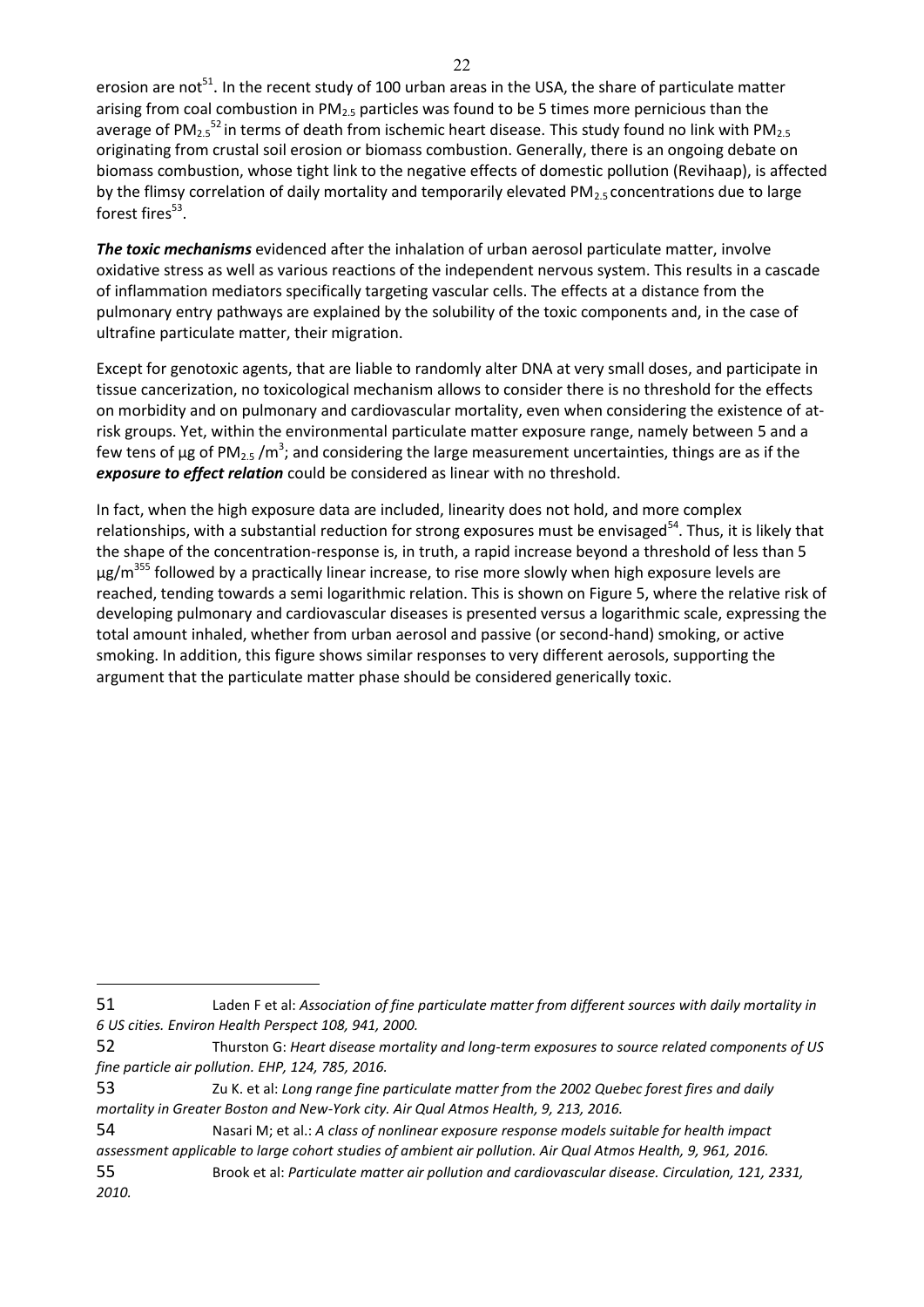erosion are not[51]. In the recent study of 100 urban areas in the USA, the share of particulate matter arising from coal combustion in $PM_{2.5}$ particles was found to be 5 times more pernicious than the average of $PM_{2.5}$[52] in terms of death from ischemic heart disease. This study found no link with $PM_{2.5}$ originating from crustal soil erosion or biomass combustion. Generally, there is an ongoing debate on biomass combustion, whose tight link to the negative effects of domestic pollution (Revihaap), is affected by the flimsy correlation of daily mortality and temporarily elevated $PM_{2.5}$ concentrations due to large forest fires[53].

***The toxic mechanisms*** evidenced after the inhalation of urban aerosol particulate matter, involve oxidative stress as well as various reactions of the independent nervous system. This results in a cascade of inflammation mediators specifically targeting vascular cells. The effects at a distance from the pulmonary entry pathways are explained by the solubility of the toxic components and, in the case of ultrafine particulate matter, their migration.

Except for genotoxic agents, that are liable to randomly alter DNA at very small doses, and participate in tissue cancerization, no toxicological mechanism allows to consider there is no threshold for the effects on morbidity and on pulmonary and cardiovascular mortality, even when considering the existence of at-risk groups. Yet, within the environmental particulate matter exposure range, namely between 5 and a few tens of µg of $PM_{2.5}$ /$m^3$; and considering the large measurement uncertainties, things are as if the ***exposure to effect relation*** could be considered as linear with no threshold.

In fact, when the high exposure data are included, linearity does not hold, and more complex relationships, with a substantial reduction for strong exposures must be envisaged[54]. Thus, it is likely that the shape of the concentration-response is, in truth, a rapid increase beyond a threshold of less than 5 µg/$m^3$[55] followed by a practically linear increase, to rise more slowly when high exposure levels are reached, tending towards a semi logarithmic relation. This is shown on Figure 5, where the relative risk of developing pulmonary and cardiovascular diseases is presented versus a logarithmic scale, expressing the total amount inhaled, whether from urban aerosol and passive (or second-hand) smoking, or active smoking. In addition, this figure shows similar responses to very different aerosols, supporting the argument that the particulate matter phase should be considered generically toxic.

---

51 Laden F et al: *Association of fine particulate matter from different sources with daily mortality in 6 US cities. Environ Health Perspect 108, 941, 2000.*

52 Thurston G: *Heart disease mortality and long-term exposures to source related components of US fine particle air pollution. EHP, 124, 785, 2016.*

53 Zu K. et al: *Long range fine particulate matter from the 2002 Quebec forest fires and daily mortality in Greater Boston and New-York city. Air Qual Atmos Health, 9, 213, 2016.*

54 Nasari M; et al.: *A class of nonlinear exposure response models suitable for health impact assessment applicable to large cohort studies of ambient air pollution. Air Qual Atmos Health, 9, 961, 2016.*

55 Brook et al: *Particulate matter air pollution and cardiovascular disease. Circulation, 121, 2331, 2010.*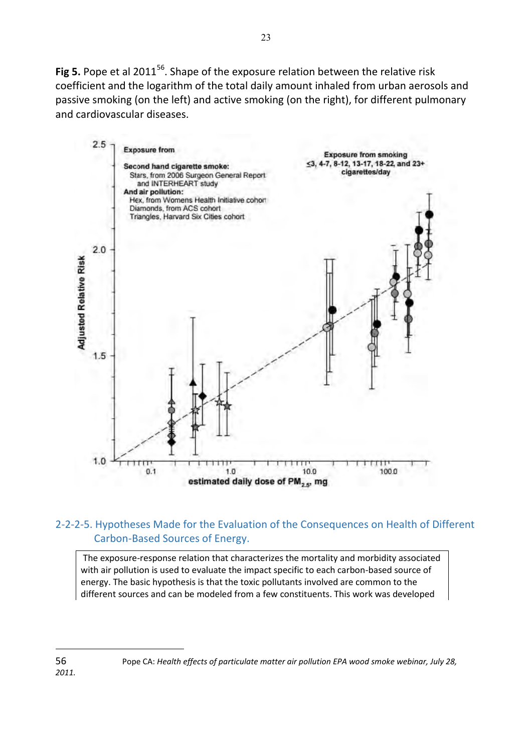**Fig 5.** Pope et al 2011[56]. Shape of the exposure relation between the relative risk coefficient and the logarithm of the total daily amount inhaled from urban aerosols and passive smoking (on the left) and active smoking (on the right), for different pulmonary and cardiovascular diseases.

### 2-2-2-5. Hypotheses Made for the Evaluation of the Consequences on Health of Different Carbon-Based Sources of Energy.

The exposure-response relation that characterizes the mortality and morbidity associated with air pollution is used to evaluate the impact specific to each carbon-based source of energy. The basic hypothesis is that the toxic pollutants involved are common to the different sources and can be modeled from a few constituents. This work was developed

---

56 Pope CA: *Health effects of particulate matter air pollution EPA wood smoke webinar, July 28, 2011.*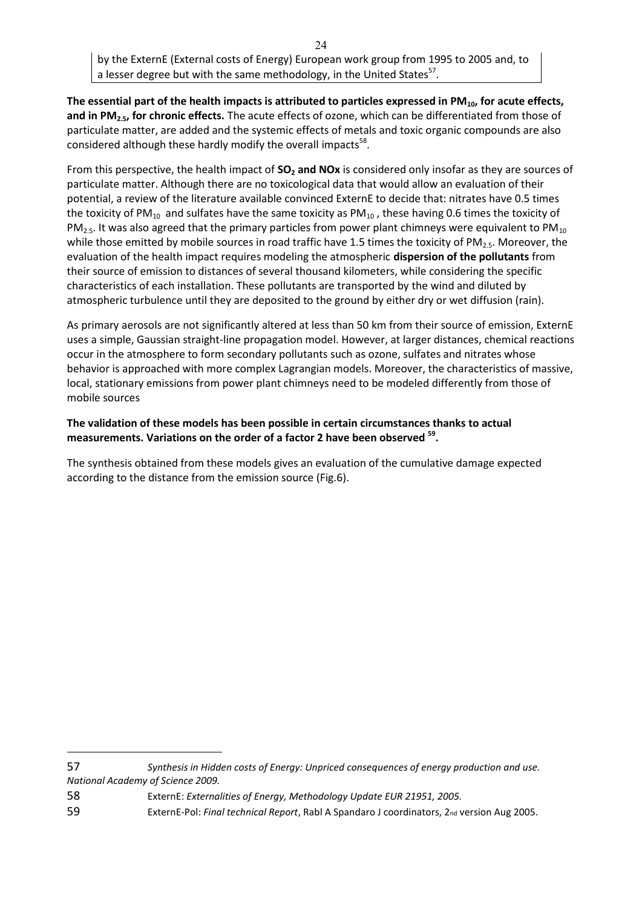by the ExternE (External costs of Energy) European work group from 1995 to 2005 and, to a lesser degree but with the same methodology, in the United States[57].

**The essential part of the health impacts is attributed to particles expressed in $PM_{10}$, for acute effects, and in $PM_{2.5}$, for chronic effects.** The acute effects of ozone, which can be differentiated from those of particulate matter, are added and the systemic effects of metals and toxic organic compounds are also considered although these hardly modify the overall impacts[58].

From this perspective, the health impact of **$SO_2$ and NOx** is considered only insofar as they are sources of particulate matter. Although there are no toxicological data that would allow an evaluation of their potential, a review of the literature available convinced ExternE to decide that: nitrates have 0.5 times the toxicity of $PM_{10}$ and sulfates have the same toxicity as $PM_{10}$ , these having 0.6 times the toxicity of $PM_{2.5}$. It was also agreed that the primary particles from power plant chimneys were equivalent to $PM_{10}$ while those emitted by mobile sources in road traffic have 1.5 times the toxicity of $PM_{2.5}$. Moreover, the evaluation of the health impact requires modeling the atmospheric **dispersion of the pollutants** from their source of emission to distances of several thousand kilometers, while considering the specific characteristics of each installation. These pollutants are transported by the wind and diluted by atmospheric turbulence until they are deposited to the ground by either dry or wet diffusion (rain).

As primary aerosols are not significantly altered at less than 50 km from their source of emission, ExternE uses a simple, Gaussian straight-line propagation model. However, at larger distances, chemical reactions occur in the atmosphere to form secondary pollutants such as ozone, sulfates and nitrates whose behavior is approached with more complex Lagrangian models. Moreover, the characteristics of massive, local, stationary emissions from power plant chimneys need to be modeled differently from those of mobile sources

**The validation of these models has been possible in certain circumstances thanks to actual measurements. Variations on the order of a factor 2 have been observed [59].**

The synthesis obtained from these models gives an evaluation of the cumulative damage expected according to the distance from the emission source (Fig.6).

---

57 *Synthesis in Hidden costs of Energy: Unpriced consequences of energy production and use. National Academy of Science 2009.*

58 ExternE: *Externalities of Energy, Methodology Update EUR 21951, 2005.*

59 ExternE-Pol: *Final technical Report*, Rabl A Spandaro J coordinators, 2nd version Aug 2005.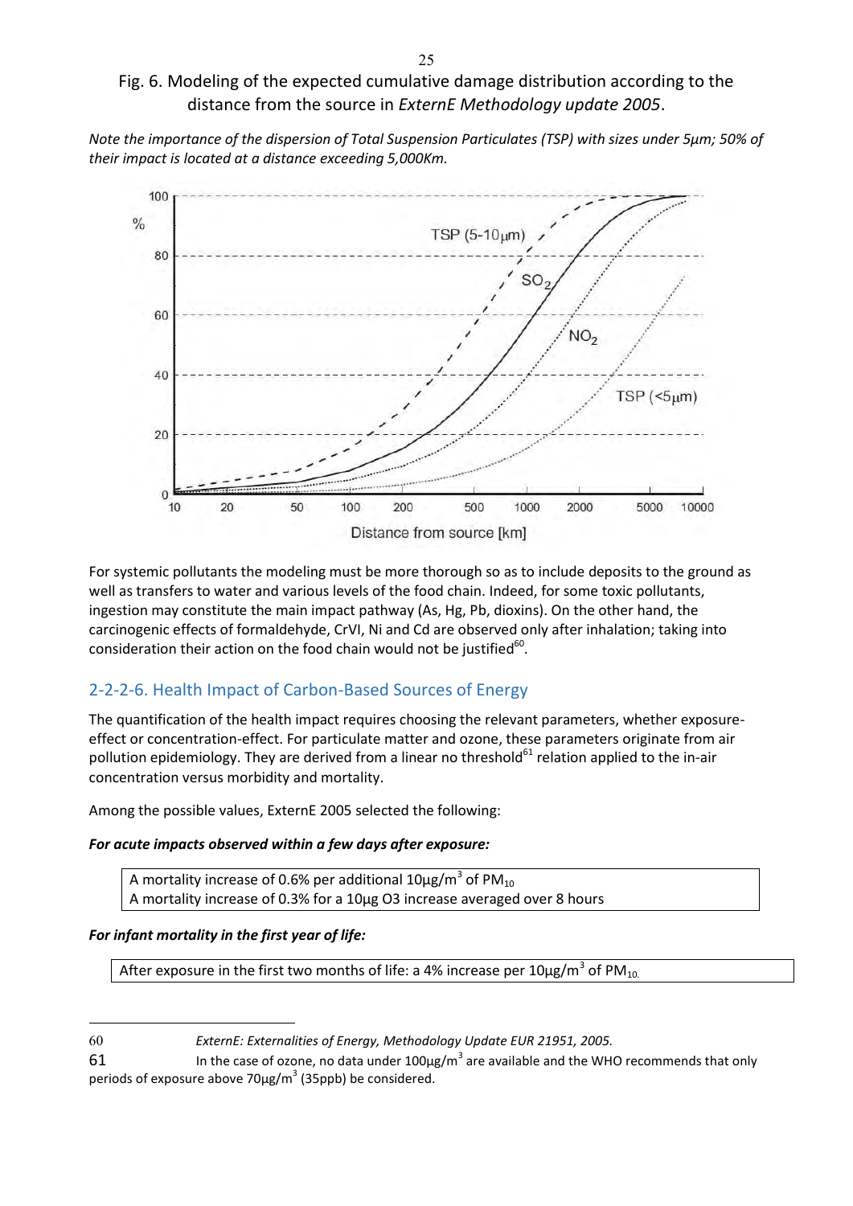Fig. 6. Modeling of the expected cumulative damage distribution according to the distance from the source in *ExternE Methodology update 2005*.

*Note the importance of the dispersion of Total Suspension Particulates (TSP) with sizes under 5µm; 50% of their impact is located at a distance exceeding 5,000Km.*

For systemic pollutants the modeling must be more thorough so as to include deposits to the ground as well as transfers to water and various levels of the food chain. Indeed, for some toxic pollutants, ingestion may constitute the main impact pathway (As, Hg, Pb, dioxins). On the other hand, the carcinogenic effects of formaldehyde, CrVI, Ni and Cd are observed only after inhalation; taking into consideration their action on the food chain would not be justified[60].

## 2-2-2-6. Health Impact of Carbon-Based Sources of Energy

The quantification of the health impact requires choosing the relevant parameters, whether exposure-effect or concentration-effect. For particulate matter and ozone, these parameters originate from air pollution epidemiology. They are derived from a linear no threshold[61] relation applied to the in-air concentration versus morbidity and mortality.

Among the possible values, ExternE 2005 selected the following:

***For acute impacts observed within a few days after exposure:***

> A mortality increase of 0.6% per additional 10µg/$m^3$ of $PM_{10}$
> A mortality increase of 0.3% for a 10µg O3 increase averaged over 8 hours

***For infant mortality in the first year of life:***

> After exposure in the first two months of life: a 4% increase per 10µg/$m^3$ of $PM_{10}$.

---

60 *ExternE: Externalities of Energy, Methodology Update EUR 21951, 2005.*

61 In the case of ozone, no data under 100µg/$m^3$ are available and the WHO recommends that only periods of exposure above 70µg/$m^3$ (35ppb) be considered.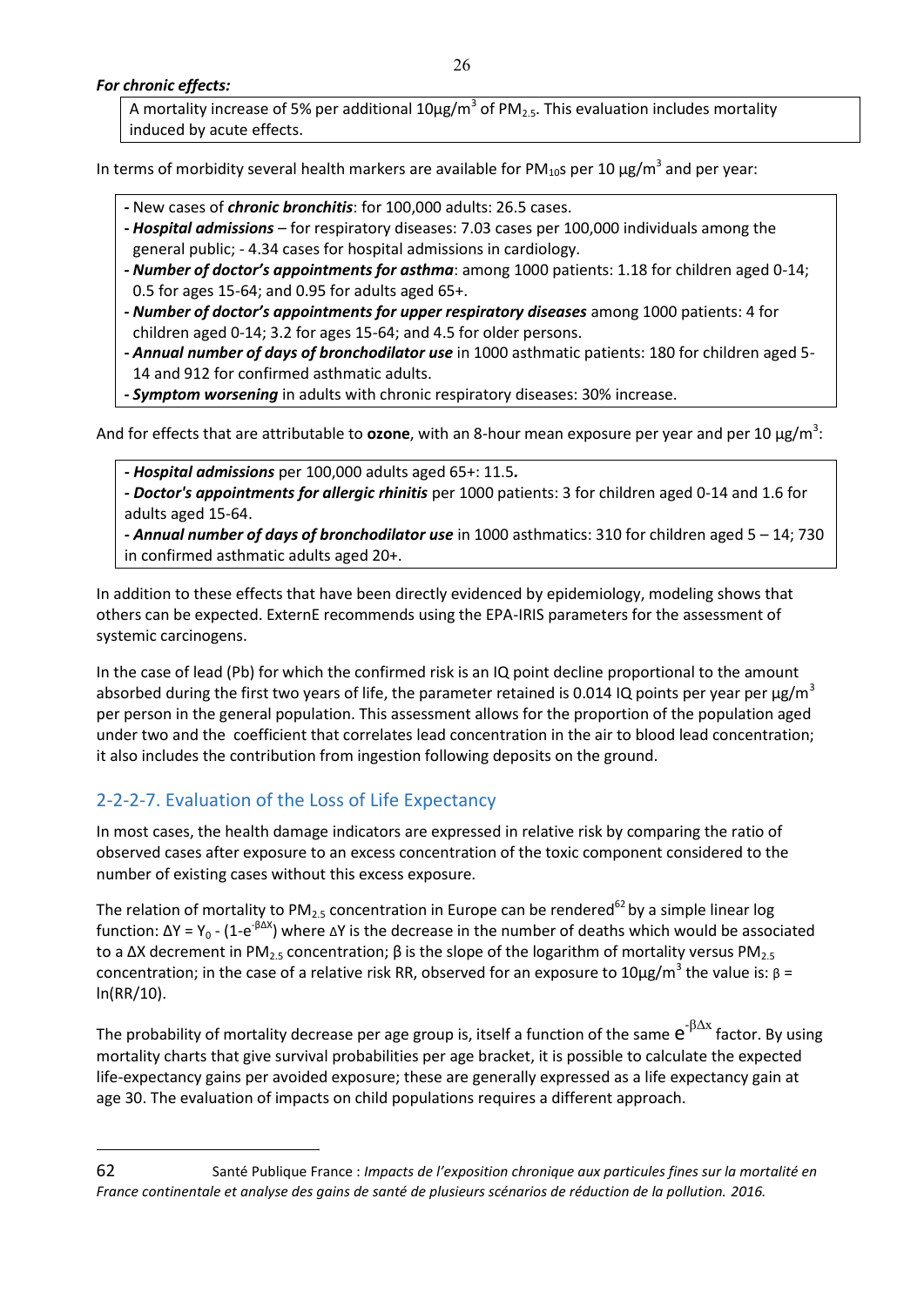***For chronic effects:***

A mortality increase of 5% per additional 10µg/m$^3$ of $PM_{2.5}$. This evaluation includes mortality induced by acute effects.

In terms of morbidity several health markers are available for $PM_{10}$s per 10 µg/m$^3$ and per year:

- New cases of ***chronic bronchitis***: for 100,000 adults: 26.5 cases.
- ***Hospital admissions*** – for respiratory diseases: 7.03 cases per 100,000 individuals among the general public; - 4.34 cases for hospital admissions in cardiology.
- ***Number of doctor's appointments for asthma***: among 1000 patients: 1.18 for children aged 0-14; 0.5 for ages 15-64; and 0.95 for adults aged 65+.
- ***Number of doctor's appointments for upper respiratory diseases*** among 1000 patients: 4 for children aged 0-14; 3.2 for ages 15-64; and 4.5 for older persons.
- ***Annual number of days of bronchodilator use*** in 1000 asthmatic patients: 180 for children aged 5-14 and 912 for confirmed asthmatic adults.
- ***Symptom worsening*** in adults with chronic respiratory diseases: 30% increase.

And for effects that are attributable to **ozone**, with an 8-hour mean exposure per year and per 10 µg/m$^3$:

- ***Hospital admissions*** per 100,000 adults aged 65+: 11.5**.**
- ***Doctor's appointments for allergic rhinitis*** per 1000 patients: 3 for children aged 0-14 and 1.6 for adults aged 15-64.
- ***Annual number of days of bronchodilator use*** in 1000 asthmatics: 310 for children aged 5 – 14; 730 in confirmed asthmatic adults aged 20+.

In addition to these effects that have been directly evidenced by epidemiology, modeling shows that others can be expected. ExternE recommends using the EPA-IRIS parameters for the assessment of systemic carcinogens.

In the case of lead (Pb) for which the confirmed risk is an IQ point decline proportional to the amount absorbed during the first two years of life, the parameter retained is 0.014 IQ points per year per µg/m$^3$ per person in the general population. This assessment allows for the proportion of the population aged under two and the coefficient that correlates lead concentration in the air to blood lead concentration; it also includes the contribution from ingestion following deposits on the ground.

## 2-2-2-7. Evaluation of the Loss of Life Expectancy

In most cases, the health damage indicators are expressed in relative risk by comparing the ratio of observed cases after exposure to an excess concentration of the toxic component considered to the number of existing cases without this excess exposure.

The relation of mortality to $PM_{2.5}$ concentration in Europe can be rendered[62] by a simple linear log function: $\Delta Y = Y_0 - (1-e^{-\beta\Delta X})$ where $\Delta Y$ is the decrease in the number of deaths which would be associated to a $\Delta X$ decrement in $PM_{2.5}$ concentration; $\beta$ is the slope of the logarithm of mortality versus $PM_{2.5}$ concentration; in the case of a relative risk RR, observed for an exposure to 10µg/m$^3$ the value is: $\beta = \ln(RR/10)$.

The probability of mortality decrease per age group is, itself a function of the same $e^{-\beta\Delta x}$ factor. By using mortality charts that give survival probabilities per age bracket, it is possible to calculate the expected life-expectancy gains per avoided exposure; these are generally expressed as a life expectancy gain at age 30. The evaluation of impacts on child populations requires a different approach.

---

62 Santé Publique France : *Impacts de l'exposition chronique aux particules fines sur la mortalité en France continentale et analyse des gains de santé de plusieurs scénarios de réduction de la pollution. 2016.*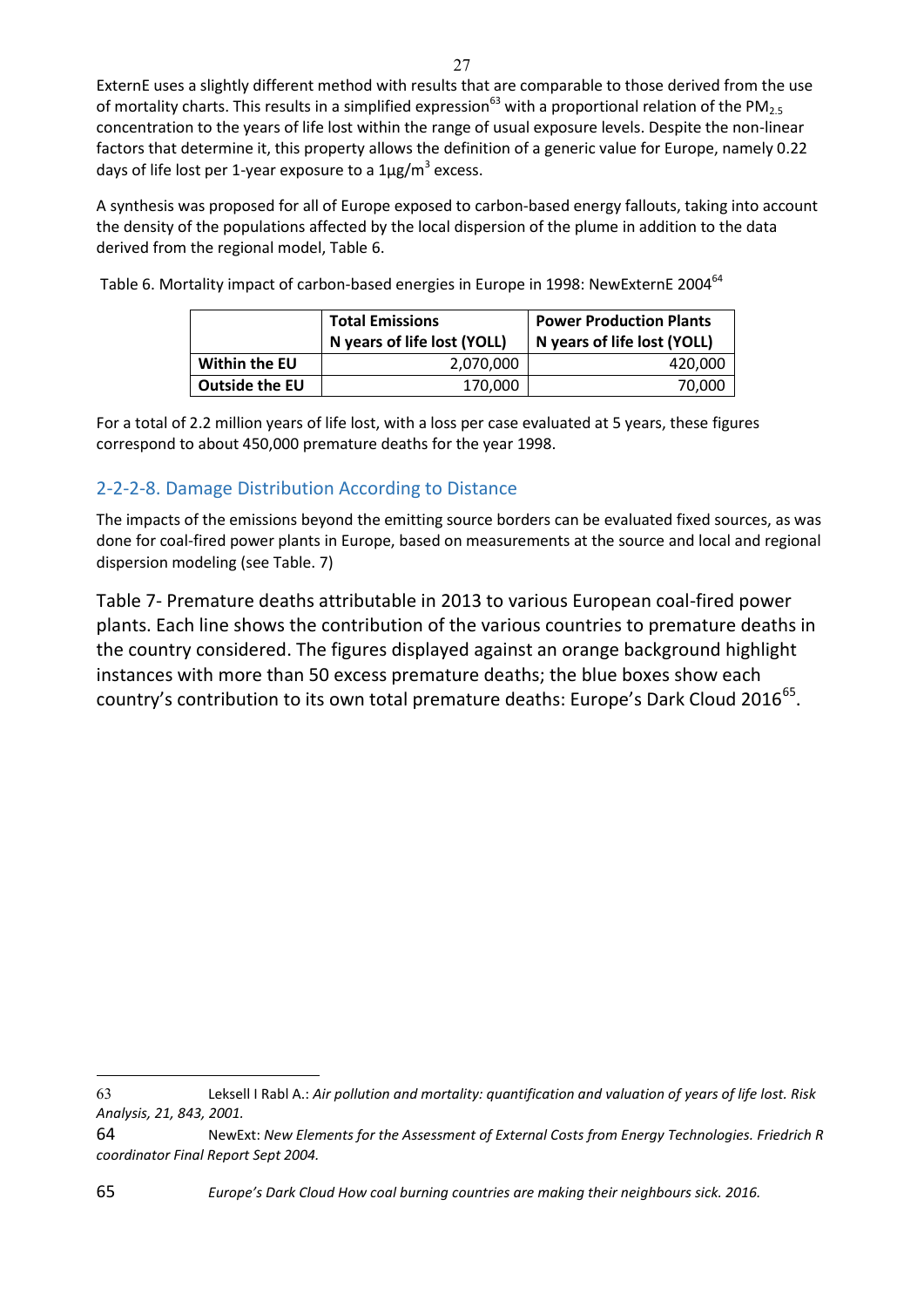ExternE uses a slightly different method with results that are comparable to those derived from the use of mortality charts. This results in a simplified expression[63] with a proportional relation of the $PM_{2.5}$ concentration to the years of life lost within the range of usual exposure levels. Despite the non-linear factors that determine it, this property allows the definition of a generic value for Europe, namely 0.22 days of life lost per 1-year exposure to a 1µg/m$^3$ excess.

A synthesis was proposed for all of Europe exposed to carbon-based energy fallouts, taking into account the density of the populations affected by the local dispersion of the plume in addition to the data derived from the regional model, Table 6.

Table 6. Mortality impact of carbon-based energies in Europe in 1998: NewExternE 2004[64]

| | **Total Emissions** N years of life lost (YOLL) | **Power Production Plants** N years of life lost (YOLL) |
|---|---|---|
| **Within the EU** | 2,070,000 | 420,000 |
| **Outside the EU** | 170,000 | 70,000 |

For a total of 2.2 million years of life lost, with a loss per case evaluated at 5 years, these figures correspond to about 450,000 premature deaths for the year 1998.

### 2-2-2-8. Damage Distribution According to Distance

The impacts of the emissions beyond the emitting source borders can be evaluated fixed sources, as was done for coal-fired power plants in Europe, based on measurements at the source and local and regional dispersion modeling (see Table. 7)

Table 7- Premature deaths attributable in 2013 to various European coal-fired power plants. Each line shows the contribution of the various countries to premature deaths in the country considered. The figures displayed against an orange background highlight instances with more than 50 excess premature deaths; the blue boxes show each country's contribution to its own total premature deaths: Europe's Dark Cloud 2016[65].

---

63 Leksell I Rabl A.: *Air pollution and mortality: quantification and valuation of years of life lost. Risk Analysis, 21, 843, 2001.*

64 NewExt: *New Elements for the Assessment of External Costs from Energy Technologies. Friedrich R coordinator Final Report Sept 2004.*

65 *Europe's Dark Cloud How coal burning countries are making their neighbours sick. 2016.*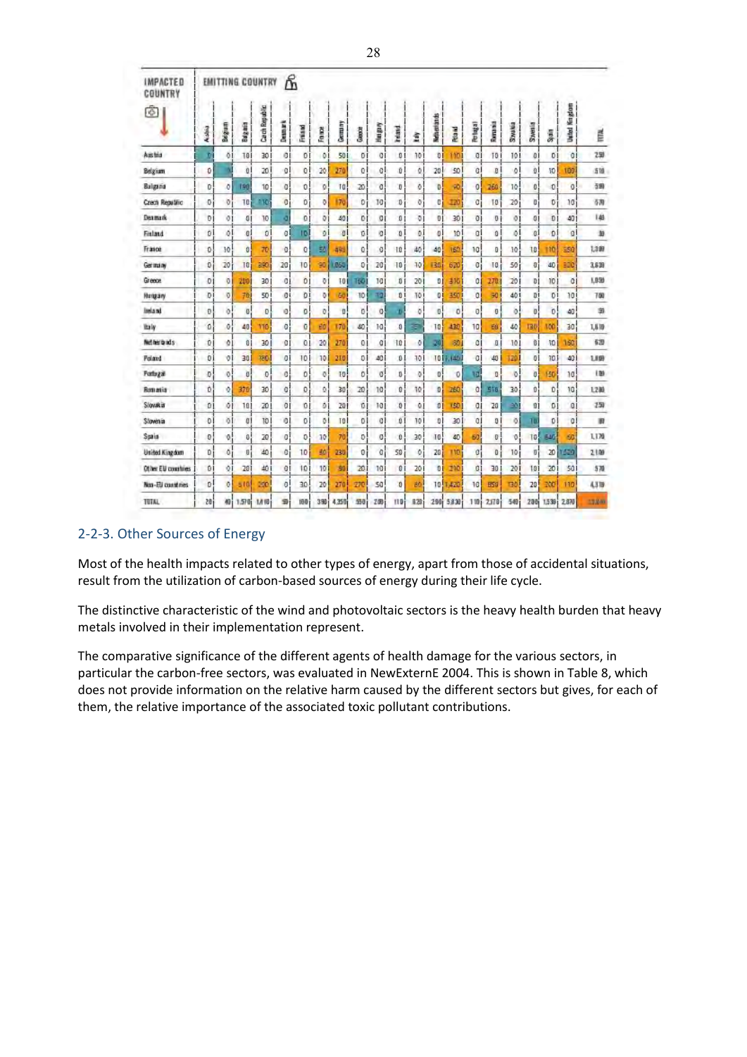| IMPACTED COUNTRY | Austria | Belgium | Bulgaria | Czech Republic | Denmark | Finland | France | Germany | Greece | Hungary | Ireland | Italy | Netherlands | Poland | Portugal | Romania | Slovakia | Slovenia | Spain | United Kingdom | TOTAL |
|---|---|---|---|---|---|---|---|---|---|---|---|---|---|---|---|---|---|---|---|---|---|
| Austria | 0 | 0 | 10 | 30 | 0 | 0 | 0 | 50 | 0 | 0 | 0 | 10 | 0 | 110 | 0 | 10 | 10 | 0 | 0 | 0 | 250 |
| Belgium | 0 | | 0 | 20 | 0 | 0 | 20 | 270 | 0 | 0 | 0 | 0 | 20 | 50 | 0 | 0 | 0 | 0 | 10 | 100 | 510 |
| Bulgaria | 0 | 0 | 190 | 10 | 0 | 0 | 0 | 10 | 20 | 0 | 0 | 0 | 0 | 90 | 0 | 260 | 10 | 0 | 0 | 0 | 590 |
| Czech Republic | 0 | 0 | 10 | 310 | 0 | 0 | 0 | 170 | 0 | 10 | 0 | 0 | 0 | 220 | 0 | 10 | 20 | 0 | 0 | 10 | 570 |
| Denmark | 0 | 0 | 0 | 10 | 0 | 0 | 0 | 40 | 0 | 0 | 0 | 0 | 0 | 30 | 0 | 0 | 0 | 0 | 0 | 40 | 140 |
| Finland | 0 | 0 | 0 | 0 | 0 | 10 | 0 | 0 | 0 | 0 | 0 | 0 | 0 | 10 | 0 | 0 | 0 | 0 | 0 | 0 | 30 |
| France | 0 | 10 | 0 | 70 | 0 | 0 | 50 | 490 | 0 | 0 | 10 | 40 | 40 | 160 | 10 | 0 | 10 | 10 | 110 | 350 | 1,380 |
| Germany | 0 | 20 | 10 | 390 | 20 | 10 | 90 | 1,860 | 0 | 20 | 10 | 10 | 130 | 620 | 0 | 10 | 50 | 0 | 40 | 320 | 3,630 |
| Greece | 0 | 0 | 200 | 30 | 0 | 0 | 0 | 10 | 160 | 10 | 0 | 20 | 0 | 310 | 0 | 270 | 20 | 0 | 10 | 0 | 1,050 |
| Hungary | 0 | 0 | 70 | 50 | 0 | 0 | 0 | 60 | 10 | 70 | 0 | 10 | 0 | 350 | 0 | 90 | 40 | 0 | 0 | 10 | 780 |
| Ireland | 0 | 0 | 0 | 0 | 0 | 0 | 0 | 0 | 0 | 0 | | 0 | 0 | 0 | 0 | 0 | 0 | 0 | 0 | 40 | 50 |
| Italy | 0 | 0 | 40 | 110 | 0 | 0 | 60 | 170 | 40 | 10 | 0 | 320 | 10 | 430 | 10 | 60 | 40 | 130 | 100 | 30 | 1,610 |
| Netherlands | 0 | 0 | 0 | 30 | 0 | 0 | 20 | 270 | 0 | 0 | 10 | 0 | 20 | 60 | 0 | 0 | 10 | 0 | 10 | 160 | 620 |
| Poland | 0 | 0 | 30 | 260 | 0 | 10 | 10 | 210 | 0 | 40 | 0 | 10 | 10 | 1,140 | 0 | 40 | 120 | 0 | 10 | 40 | 1,890 |
| Portugal | 0 | 0 | 0 | 0 | 0 | 0 | 0 | 10 | 0 | 0 | 0 | 0 | 0 | 0 | 10 | 0 | 0 | 0 | 150 | 10 | 180 |
| Romania | 0 | 0 | 370 | 30 | 0 | 0 | 0 | 30 | 20 | 10 | 0 | 10 | 0 | 260 | 0 | 510 | 30 | 0 | 0 | 10 | 1,280 |
| Slovakia | 0 | 0 | 10 | 20 | 0 | 0 | 0 | 20 | 0 | 10 | 0 | 0 | 0 | 150 | 0 | 20 | 30 | 0 | 0 | 0 | 250 |
| Slovenia | 0 | 0 | 0 | 10 | 0 | 0 | 0 | 10 | 0 | 0 | 0 | 10 | 0 | 30 | 0 | 0 | 0 | 10 | 0 | 0 | 80 |
| Spain | 0 | 0 | 0 | 20 | 0 | 0 | 10 | 70 | 0 | 0 | 0 | 30 | 10 | 40 | 60 | 0 | 0 | 10 | 840 | 60 | 1,170 |
| United Kingdom | 0 | 0 | 0 | 40 | 0 | 10 | 40 | 230 | 0 | 0 | 50 | 0 | 20 | 110 | 0 | 0 | 10 | 0 | 20 | 1,520 | 2,100 |
| Other EU countries | 0 | 0 | 20 | 40 | 0 | 10 | 10 | 80 | 20 | 10 | 0 | 20 | 0 | 210 | 0 | 30 | 20 | 10 | 20 | 50 | 570 |
| Non-EU countries | 0 | 0 | 510 | 200 | 0 | 30 | 20 | 270 | 270 | 50 | 0 | 80 | 10 | 1,420 | 10 | 850 | 130 | 20 | 200 | 110 | 4,310 |
| TOTAL | 20 | 40 | 1,570 | 1,410 | 50 | 100 | 390 | 4,350 | 550 | 200 | 110 | 620 | 290 | 5,930 | 110 | 2,170 | 540 | 200 | 1,530 | 2,870 | |

## 2-2-3. Other Sources of Energy

Most of the health impacts related to other types of energy, apart from those of accidental situations, result from the utilization of carbon-based sources of energy during their life cycle.

The distinctive characteristic of the wind and photovoltaic sectors is the heavy health burden that heavy metals involved in their implementation represent.

The comparative significance of the different agents of health damage for the various sectors, in particular the carbon-free sectors, was evaluated in NewExternE 2004. This is shown in Table 8, which does not provide information on the relative harm caused by the different sectors but gives, for each of them, the relative importance of the associated toxic pollutant contributions.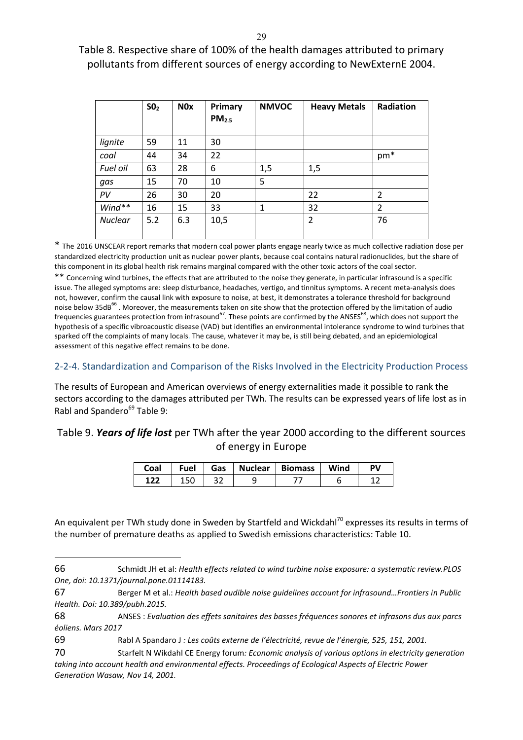Table 8. Respective share of 100% of the health damages attributed to primary pollutants from different sources of energy according to NewExternE 2004.

| | $SO_2$ | NOx | Primary $PM_{2.5}$ | NMVOC | Heavy Metals | Radiation |
|---|---|---|---|---|---|---|
| *lignite* | 59 | 11 | 30 | | | |
| *coal* | 44 | 34 | 22 | | | pm* |
| *Fuel oil* | 63 | 28 | 6 | 1,5 | 1,5 | |
| *gas* | 15 | 70 | 10 | 5 | | |
| *PV* | 26 | 30 | 20 | | 22 | 2 |
| *Wind*** | 16 | 15 | 33 | 1 | 32 | 2 |
| *Nuclear* | 5.2 | 6.3 | 10,5 | | 2 | 76 |

\* The 2016 UNSCEAR report remarks that modern coal power plants engage nearly twice as much collective radiation dose per standardized electricity production unit as nuclear power plants, because coal contains natural radionuclides, but the share of this component in its global health risk remains marginal compared with the other toxic actors of the coal sector.

\*\* Concerning wind turbines, the effects that are attributed to the noise they generate, in particular infrasound is a specific issue. The alleged symptoms are: sleep disturbance, headaches, vertigo, and tinnitus symptoms. A recent meta-analysis does not, however, confirm the causal link with exposure to noise, at best, it demonstrates a tolerance threshold for background noise below 35dB[66]. Moreover, the measurements taken on site show that the protection offered by the limitation of audio frequencies guarantees protection from infrasound[67]. These points are confirmed by the ANSES[68], which does not support the hypothesis of a specific vibroacoustic disease (VAD) but identifies an environmental intolerance syndrome to wind turbines that sparked off the complaints of many locals. The cause, whatever it may be, is still being debated, and an epidemiological assessment of this negative effect remains to be done.

### 2-2-4. Standardization and Comparison of the Risks Involved in the Electricity Production Process

The results of European and American overviews of energy externalities made it possible to rank the sectors according to the damages attributed per TWh. The results can be expressed years of life lost as in Rabl and Spandero[69] Table 9:

Table 9. ***Years of life lost*** per TWh after the year 2000 according to the different sources of energy in Europe

| Coal | Fuel | Gas | Nuclear | Biomass | Wind | PV |
|---|---|---|---|---|---|---|
| **122** | 150 | 32 | 9 | 77 | 6 | 12 |

An equivalent per TWh study done in Sweden by Startfeld and Wickdahl[70] expresses its results in terms of the number of premature deaths as applied to Swedish emissions characteristics: Table 10.

66 Schmidt JH et al: *Health effects related to wind turbine noise exposure: a systematic review.PLOS One, doi: 10.1371/journal.pone.01114183.*

67 Berger M et al.: *Health based audible noise guidelines account for infrasound…Frontiers in Public Health. Doi: 10.389/pubh.2015.*

68 ANSES : *Evaluation des effets sanitaires des basses fréquences sonores et infrasons dus aux parcs éoliens. Mars 2017*

69 Rabl A Spandaro J *: Les coûts externe de l'électricité, revue de l'énergie, 525, 151, 2001.*

70 Starfelt N Wikdahl CE Energy forum*: Economic analysis of various options in electricity generation taking into account health and environmental effects. Proceedings of Ecological Aspects of Electric Power Generation Wasaw, Nov 14, 2001.*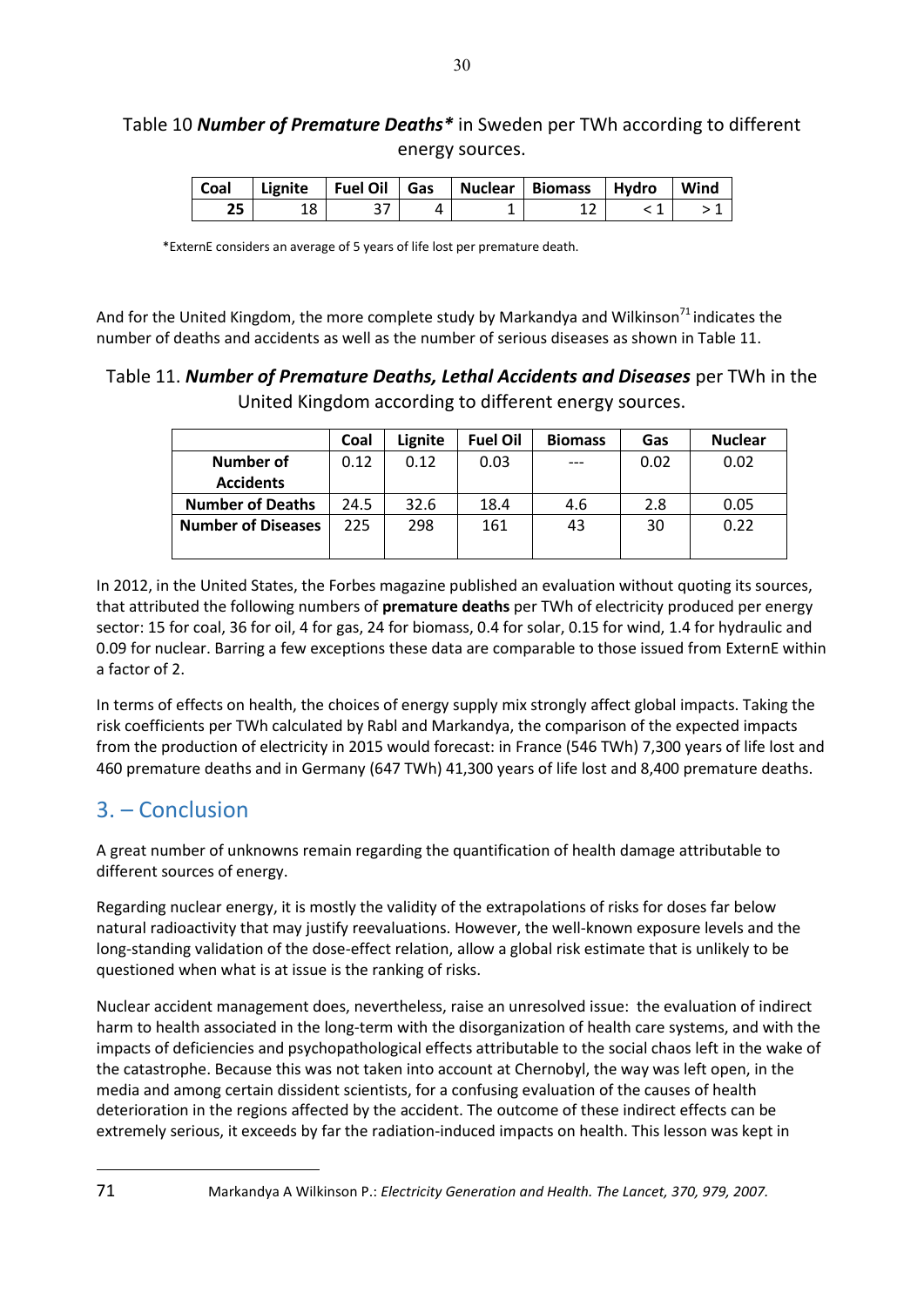Table 10 ***Number of Premature Deaths**** in Sweden per TWh according to different energy sources.

| Coal | Lignite | Fuel Oil | Gas | Nuclear | Biomass | Hydro | Wind |
|---|---|---|---|---|---|---|---|
| **25** | 18 | 37 | 4 | 1 | 12 | < 1 | > 1 |

*ExternE considers an average of 5 years of life lost per premature death.

And for the United Kingdom, the more complete study by Markandya and Wilkinson[71] indicates the number of deaths and accidents as well as the number of serious diseases as shown in Table 11.

Table 11. ***Number of Premature Deaths, Lethal Accidents and Diseases*** per TWh in the United Kingdom according to different energy sources.

| | Coal | Lignite | Fuel Oil | Biomass | Gas | Nuclear |
|---|---|---|---|---|---|---|
| **Number of Accidents** | 0.12 | 0.12 | 0.03 | --- | 0.02 | 0.02 |
| **Number of Deaths** | 24.5 | 32.6 | 18.4 | 4.6 | 2.8 | 0.05 |
| **Number of Diseases** | 225 | 298 | 161 | 43 | 30 | 0.22 |

In 2012, in the United States, the Forbes magazine published an evaluation without quoting its sources, that attributed the following numbers of **premature deaths** per TWh of electricity produced per energy sector: 15 for coal, 36 for oil, 4 for gas, 24 for biomass, 0.4 for solar, 0.15 for wind, 1.4 for hydraulic and 0.09 for nuclear. Barring a few exceptions these data are comparable to those issued from ExternE within a factor of 2.

In terms of effects on health, the choices of energy supply mix strongly affect global impacts. Taking the risk coefficients per TWh calculated by Rabl and Markandya, the comparison of the expected impacts from the production of electricity in 2015 would forecast: in France (546 TWh) 7,300 years of life lost and 460 premature deaths and in Germany (647 TWh) 41,300 years of life lost and 8,400 premature deaths.

## 3. – Conclusion

A great number of unknowns remain regarding the quantification of health damage attributable to different sources of energy.

Regarding nuclear energy, it is mostly the validity of the extrapolations of risks for doses far below natural radioactivity that may justify reevaluations. However, the well-known exposure levels and the long-standing validation of the dose-effect relation, allow a global risk estimate that is unlikely to be questioned when what is at issue is the ranking of risks.

Nuclear accident management does, nevertheless, raise an unresolved issue: the evaluation of indirect harm to health associated in the long-term with the disorganization of health care systems, and with the impacts of deficiencies and psychopathological effects attributable to the social chaos left in the wake of the catastrophe. Because this was not taken into account at Chernobyl, the way was left open, in the media and among certain dissident scientists, for a confusing evaluation of the causes of health deterioration in the regions affected by the accident. The outcome of these indirect effects can be extremely serious, it exceeds by far the radiation-induced impacts on health. This lesson was kept in

[71] Markandya A Wilkinson P.: *Electricity Generation and Health. The Lancet, 370, 979, 2007.*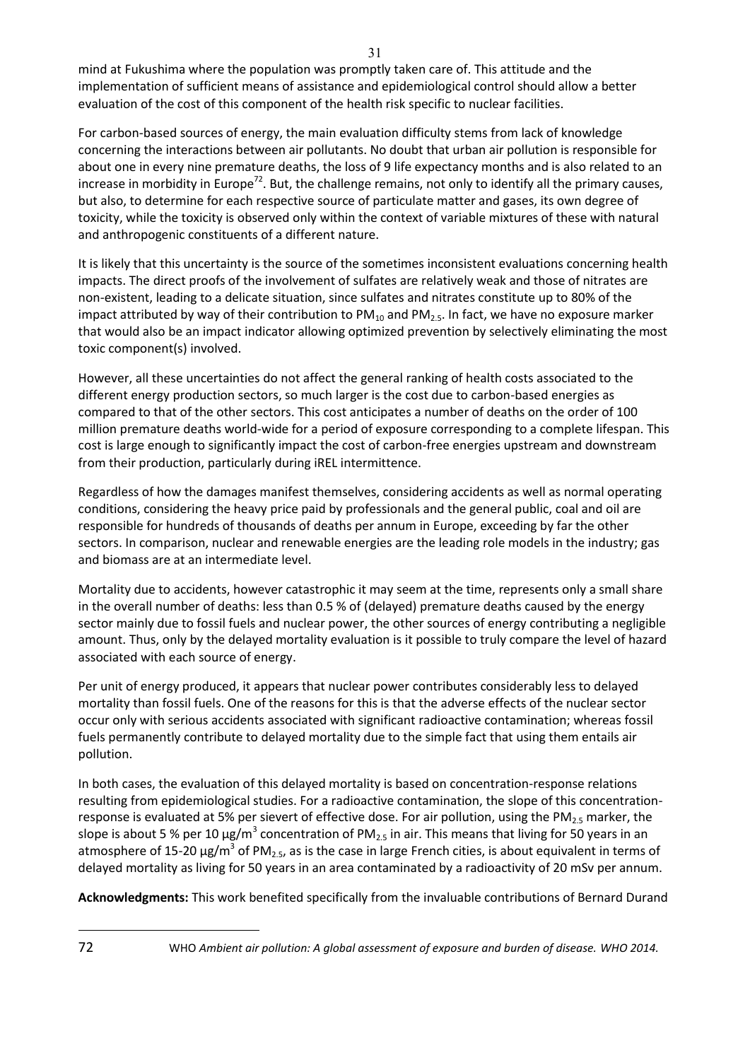mind at Fukushima where the population was promptly taken care of. This attitude and the implementation of sufficient means of assistance and epidemiological control should allow a better evaluation of the cost of this component of the health risk specific to nuclear facilities.

For carbon-based sources of energy, the main evaluation difficulty stems from lack of knowledge concerning the interactions between air pollutants. No doubt that urban air pollution is responsible for about one in every nine premature deaths, the loss of 9 life expectancy months and is also related to an increase in morbidity in Europe[72]. But, the challenge remains, not only to identify all the primary causes, but also, to determine for each respective source of particulate matter and gases, its own degree of toxicity, while the toxicity is observed only within the context of variable mixtures of these with natural and anthropogenic constituents of a different nature.

It is likely that this uncertainty is the source of the sometimes inconsistent evaluations concerning health impacts. The direct proofs of the involvement of sulfates are relatively weak and those of nitrates are non-existent, leading to a delicate situation, since sulfates and nitrates constitute up to 80% of the impact attributed by way of their contribution to $PM_{10}$ and $PM_{2.5}$. In fact, we have no exposure marker that would also be an impact indicator allowing optimized prevention by selectively eliminating the most toxic component(s) involved.

However, all these uncertainties do not affect the general ranking of health costs associated to the different energy production sectors, so much larger is the cost due to carbon-based energies as compared to that of the other sectors. This cost anticipates a number of deaths on the order of 100 million premature deaths world-wide for a period of exposure corresponding to a complete lifespan. This cost is large enough to significantly impact the cost of carbon-free energies upstream and downstream from their production, particularly during iREL intermittence.

Regardless of how the damages manifest themselves, considering accidents as well as normal operating conditions, considering the heavy price paid by professionals and the general public, coal and oil are responsible for hundreds of thousands of deaths per annum in Europe, exceeding by far the other sectors. In comparison, nuclear and renewable energies are the leading role models in the industry; gas and biomass are at an intermediate level.

Mortality due to accidents, however catastrophic it may seem at the time, represents only a small share in the overall number of deaths: less than 0.5 % of (delayed) premature deaths caused by the energy sector mainly due to fossil fuels and nuclear power, the other sources of energy contributing a negligible amount. Thus, only by the delayed mortality evaluation is it possible to truly compare the level of hazard associated with each source of energy.

Per unit of energy produced, it appears that nuclear power contributes considerably less to delayed mortality than fossil fuels. One of the reasons for this is that the adverse effects of the nuclear sector occur only with serious accidents associated with significant radioactive contamination; whereas fossil fuels permanently contribute to delayed mortality due to the simple fact that using them entails air pollution.

In both cases, the evaluation of this delayed mortality is based on concentration-response relations resulting from epidemiological studies. For a radioactive contamination, the slope of this concentration-response is evaluated at 5% per sievert of effective dose. For air pollution, using the $PM_{2.5}$ marker, the slope is about 5 % per 10 $\mu g/m^3$ concentration of $PM_{2.5}$ in air. This means that living for 50 years in an atmosphere of 15-20 $\mu g/m^3$ of $PM_{2.5}$, as is the case in large French cities, is about equivalent in terms of delayed mortality as living for 50 years in an area contaminated by a radioactivity of 20 mSv per annum.

**Acknowledgments:** This work benefited specifically from the invaluable contributions of Bernard Durand

---

72 WHO *Ambient air pollution: A global assessment of exposure and burden of disease. WHO 2014.*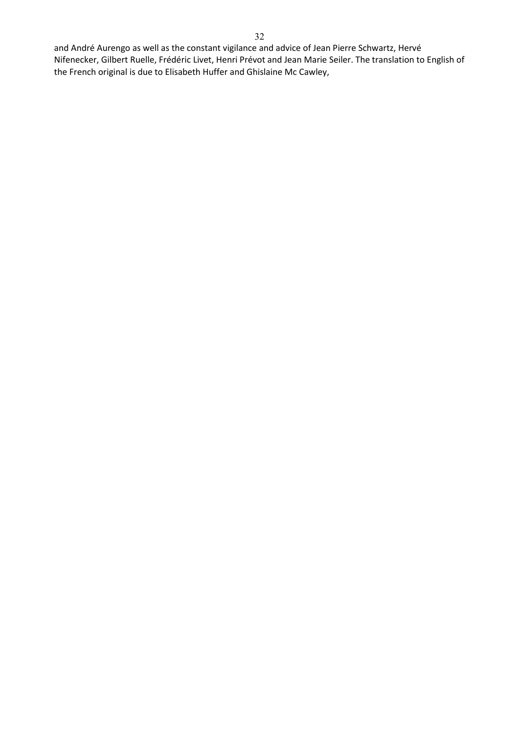and André Aurengo as well as the constant vigilance and advice of Jean Pierre Schwartz, Hervé Nifenecker, Gilbert Ruelle, Frédéric Livet, Henri Prévot and Jean Marie Seiler. The translation to English of the French original is due to Elisabeth Huffer and Ghislaine Mc Cawley,